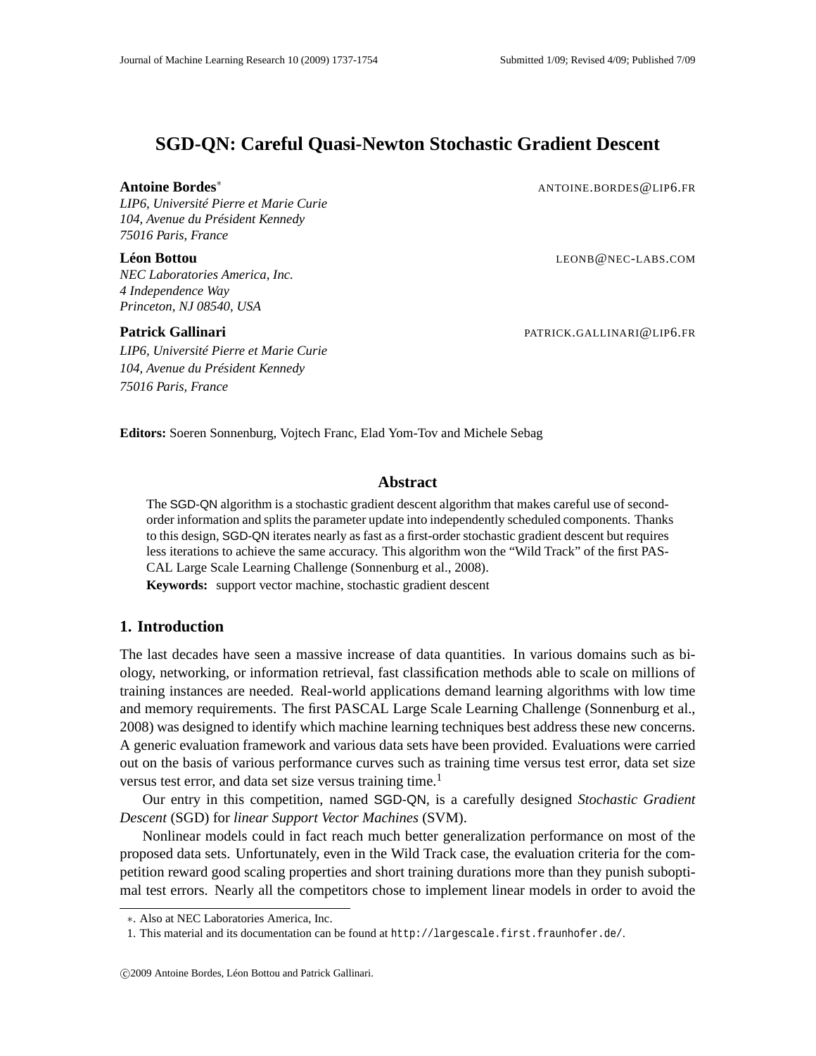# SGD-QN: Careful Quasi-Newton Stochastic Gradient Descent

**Antoine Bordes**[*] ANTOINE.BORDES@LIP6.FR
*LIP6, Université Pierre et Marie Curie*
*104, Avenue du Président Kennedy*
*75016 Paris, France*

**Léon Bottou** LEONB@NEC-LABS.COM
*NEC Laboratories America, Inc.*
*4 Independence Way*
*Princeton, NJ 08540, USA*

**Patrick Gallinari** PATRICK.GALLINARI@LIP6.FR
*LIP6, Université Pierre et Marie Curie*
*104, Avenue du Président Kennedy*
*75016 Paris, France*

**Editors:** Soeren Sonnenburg, Vojtech Franc, Elad Yom-Tov and Michele Sebag

## Abstract

The SGD-QN algorithm is a stochastic gradient descent algorithm that makes careful use of second-order information and splits the parameter update into independently scheduled components. Thanks to this design, SGD-QN iterates nearly as fast as a first-order stochastic gradient descent but requires less iterations to achieve the same accuracy. This algorithm won the "Wild Track" of the first PASCAL Large Scale Learning Challenge (Sonnenburg et al., 2008).

**Keywords:** support vector machine, stochastic gradient descent

## 1. Introduction

The last decades have seen a massive increase of data quantities. In various domains such as biology, networking, or information retrieval, fast classification methods able to scale on millions of training instances are needed. Real-world applications demand learning algorithms with low time and memory requirements. The first PASCAL Large Scale Learning Challenge (Sonnenburg et al., 2008) was designed to identify which machine learning techniques best address these new concerns. A generic evaluation framework and various data sets have been provided. Evaluations were carried out on the basis of various performance curves such as training time versus test error, data set size versus test error, and data set size versus training time.[1]

Our entry in this competition, named SGD-QN, is a carefully designed *Stochastic Gradient Descent* (SGD) for *linear Support Vector Machines* (SVM).

Nonlinear models could in fact reach much better generalization performance on most of the proposed data sets. Unfortunately, even in the Wild Track case, the evaluation criteria for the competition reward good scaling properties and short training durations more than they punish suboptimal test errors. Nearly all the competitors chose to implement linear models in order to avoid the

---

*. Also at NEC Laboratories America, Inc.

1. This material and its documentation can be found at `http://largescale.first.fraunhofer.de/`.

©2009 Antoine Bordes, Léon Bottou and Patrick Gallinari.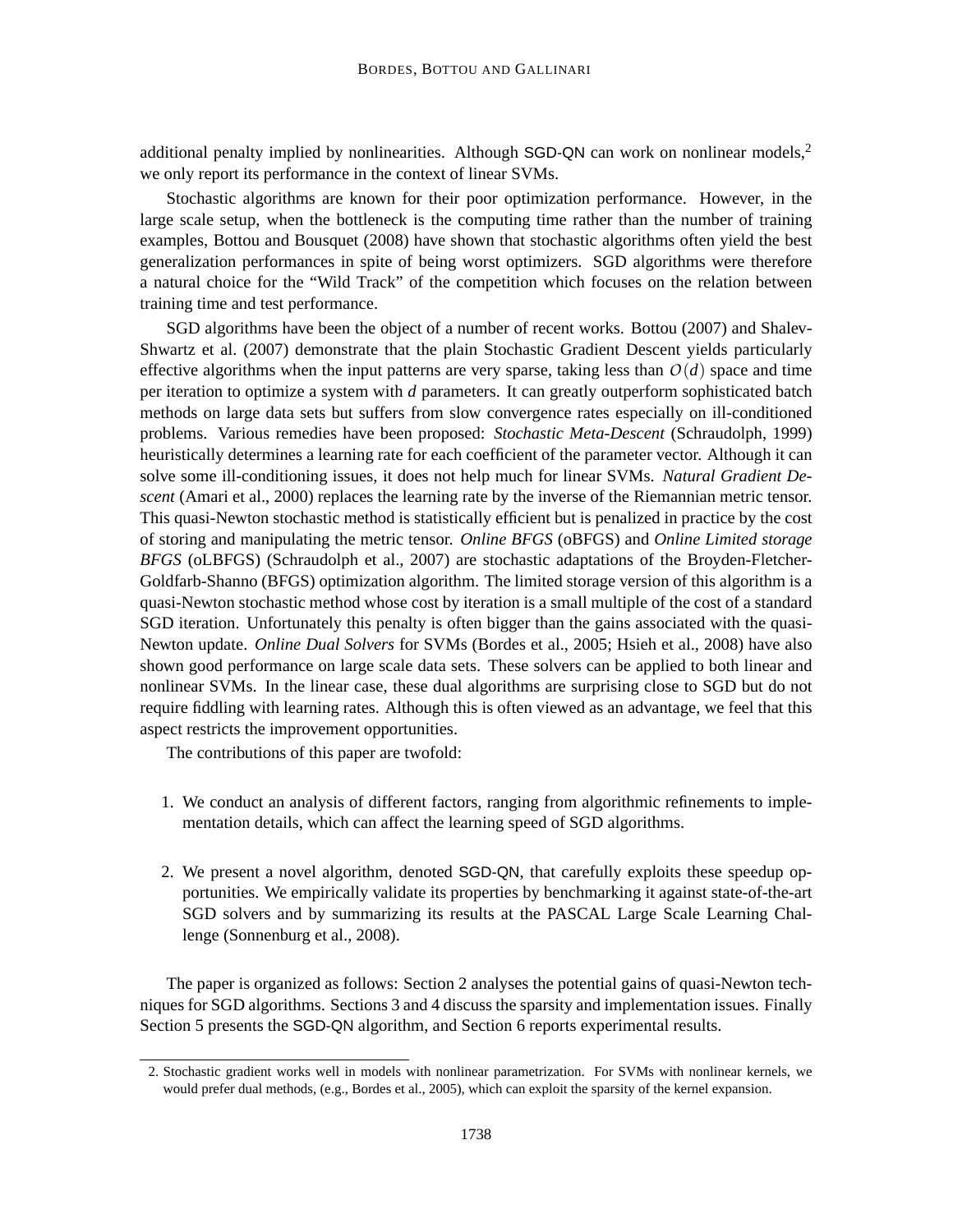additional penalty implied by nonlinearities. Although SGD-QN can work on nonlinear models,[2] we only report its performance in the context of linear SVMs.

Stochastic algorithms are known for their poor optimization performance. However, in the large scale setup, when the bottleneck is the computing time rather than the number of training examples, Bottou and Bousquet (2008) have shown that stochastic algorithms often yield the best generalization performances in spite of being worst optimizers. SGD algorithms were therefore a natural choice for the "Wild Track" of the competition which focuses on the relation between training time and test performance.

SGD algorithms have been the object of a number of recent works. Bottou (2007) and Shalev-Shwartz et al. (2007) demonstrate that the plain Stochastic Gradient Descent yields particularly effective algorithms when the input patterns are very sparse, taking less than $O(d)$ space and time per iteration to optimize a system with $d$ parameters. It can greatly outperform sophisticated batch methods on large data sets but suffers from slow convergence rates especially on ill-conditioned problems. Various remedies have been proposed: *Stochastic Meta-Descent* (Schraudolph, 1999) heuristically determines a learning rate for each coefficient of the parameter vector. Although it can solve some ill-conditioning issues, it does not help much for linear SVMs. *Natural Gradient Descent* (Amari et al., 2000) replaces the learning rate by the inverse of the Riemannian metric tensor. This quasi-Newton stochastic method is statistically efficient but is penalized in practice by the cost of storing and manipulating the metric tensor. *Online BFGS* (oBFGS) and *Online Limited storage BFGS* (oLBFGS) (Schraudolph et al., 2007) are stochastic adaptations of the Broyden-Fletcher-Goldfarb-Shanno (BFGS) optimization algorithm. The limited storage version of this algorithm is a quasi-Newton stochastic method whose cost by iteration is a small multiple of the cost of a standard SGD iteration. Unfortunately this penalty is often bigger than the gains associated with the quasi-Newton update. *Online Dual Solvers* for SVMs (Bordes et al., 2005; Hsieh et al., 2008) have also shown good performance on large scale data sets. These solvers can be applied to both linear and nonlinear SVMs. In the linear case, these dual algorithms are surprising close to SGD but do not require fiddling with learning rates. Although this is often viewed as an advantage, we feel that this aspect restricts the improvement opportunities.

The contributions of this paper are twofold:

1. We conduct an analysis of different factors, ranging from algorithmic refinements to implementation details, which can affect the learning speed of SGD algorithms.

2. We present a novel algorithm, denoted SGD-QN, that carefully exploits these speedup opportunities. We empirically validate its properties by benchmarking it against state-of-the-art SGD solvers and by summarizing its results at the PASCAL Large Scale Learning Challenge (Sonnenburg et al., 2008).

The paper is organized as follows: Section 2 analyses the potential gains of quasi-Newton techniques for SGD algorithms. Sections 3 and 4 discuss the sparsity and implementation issues. Finally Section 5 presents the SGD-QN algorithm, and Section 6 reports experimental results.

2. Stochastic gradient works well in models with nonlinear parametrization. For SVMs with nonlinear kernels, we would prefer dual methods, (e.g., Bordes et al., 2005), which can exploit the sparsity of the kernel expansion.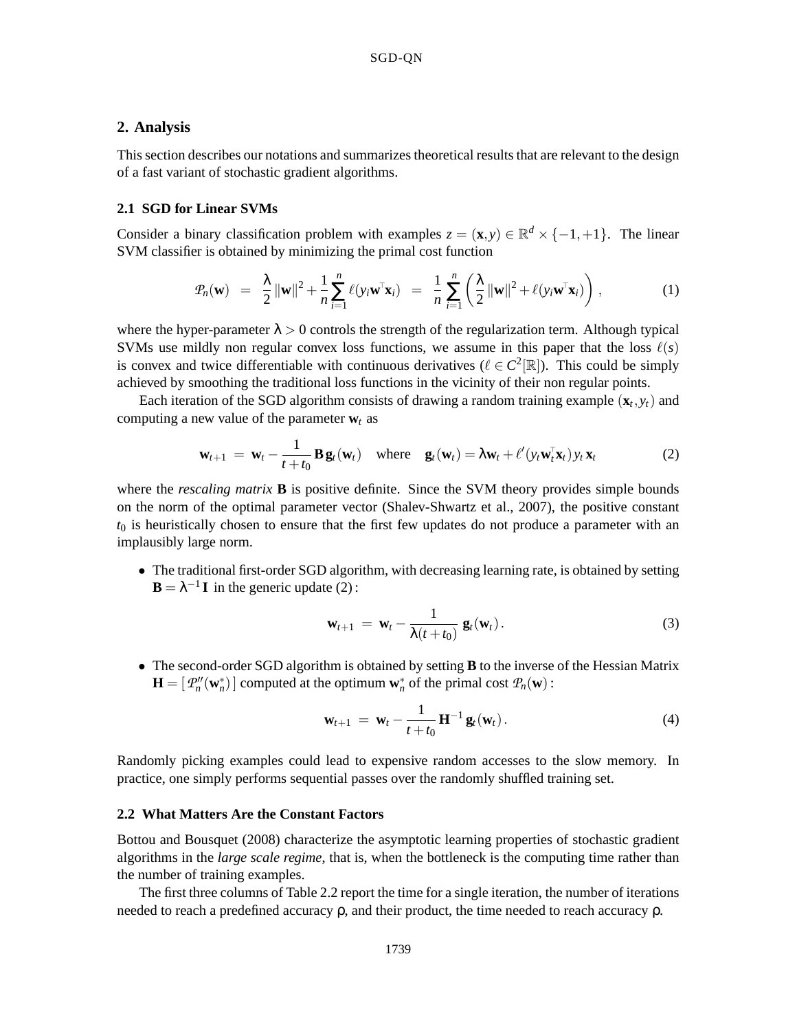## 2. Analysis

This section describes our notations and summarizes theoretical results that are relevant to the design of a fast variant of stochastic gradient algorithms.

### 2.1 SGD for Linear SVMs

Consider a binary classification problem with examples $z = (\mathbf{x}, y) \in \mathbb{R}^d \times \{-1, +1\}$. The linear SVM classifier is obtained by minimizing the primal cost function

$$\mathcal{P}_n(\mathbf{w}) \;=\; \frac{\lambda}{2}\|\mathbf{w}\|^2 + \frac{1}{n}\sum_{i=1}^{n} \ell(y_i \mathbf{w}^\top \mathbf{x}_i) \;=\; \frac{1}{n}\sum_{i=1}^{n}\left(\frac{\lambda}{2}\|\mathbf{w}\|^2 + \ell(y_i \mathbf{w}^\top \mathbf{x}_i)\right), \tag{1}$$

where the hyper-parameter $\lambda > 0$ controls the strength of the regularization term. Although typical SVMs use mildly non regular convex loss functions, we assume in this paper that the loss $\ell(s)$ is convex and twice differentiable with continuous derivatives ($\ell \in C^2[\mathbb{R}]$). This could be simply achieved by smoothing the traditional loss functions in the vicinity of their non regular points.

Each iteration of the SGD algorithm consists of drawing a random training example $(\mathbf{x}_t, y_t)$ and computing a new value of the parameter $\mathbf{w}_t$ as

$$\mathbf{w}_{t+1} \;=\; \mathbf{w}_t - \frac{1}{t + t_0}\mathbf{B}\,\mathbf{g}_t(\mathbf{w}_t) \quad \text{where} \quad \mathbf{g}_t(\mathbf{w}_t) = \lambda \mathbf{w}_t + \ell'(y_t \mathbf{w}_t^\top \mathbf{x}_t)\, y_t\, \mathbf{x}_t \tag{2}$$

where the *rescaling matrix* $\mathbf{B}$ is positive definite. Since the SVM theory provides simple bounds on the norm of the optimal parameter vector (Shalev-Shwartz et al., 2007), the positive constant $t_0$ is heuristically chosen to ensure that the first few updates do not produce a parameter with an implausibly large norm.

- The traditional first-order SGD algorithm, with decreasing learning rate, is obtained by setting $\mathbf{B} = \lambda^{-1}\mathbf{I}$ in the generic update (2):

$$\mathbf{w}_{t+1} \;=\; \mathbf{w}_t - \frac{1}{\lambda(t + t_0)}\,\mathbf{g}_t(\mathbf{w}_t). \tag{3}$$

- The second-order SGD algorithm is obtained by setting $\mathbf{B}$ to the inverse of the Hessian Matrix $\mathbf{H} = [\,\mathcal{P}_n''(\mathbf{w}_n^*)\,]$ computed at the optimum $\mathbf{w}_n^*$ of the primal cost $\mathcal{P}_n(\mathbf{w})$:

$$\mathbf{w}_{t+1} \;=\; \mathbf{w}_t - \frac{1}{t + t_0}\,\mathbf{H}^{-1}\,\mathbf{g}_t(\mathbf{w}_t). \tag{4}$$

Randomly picking examples could lead to expensive random accesses to the slow memory. In practice, one simply performs sequential passes over the randomly shuffled training set.

### 2.2 What Matters Are the Constant Factors

Bottou and Bousquet (2008) characterize the asymptotic learning properties of stochastic gradient algorithms in the *large scale regime*, that is, when the bottleneck is the computing time rather than the number of training examples.

The first three columns of Table 2.2 report the time for a single iteration, the number of iterations needed to reach a predefined accuracy $\rho$, and their product, the time needed to reach accuracy $\rho$.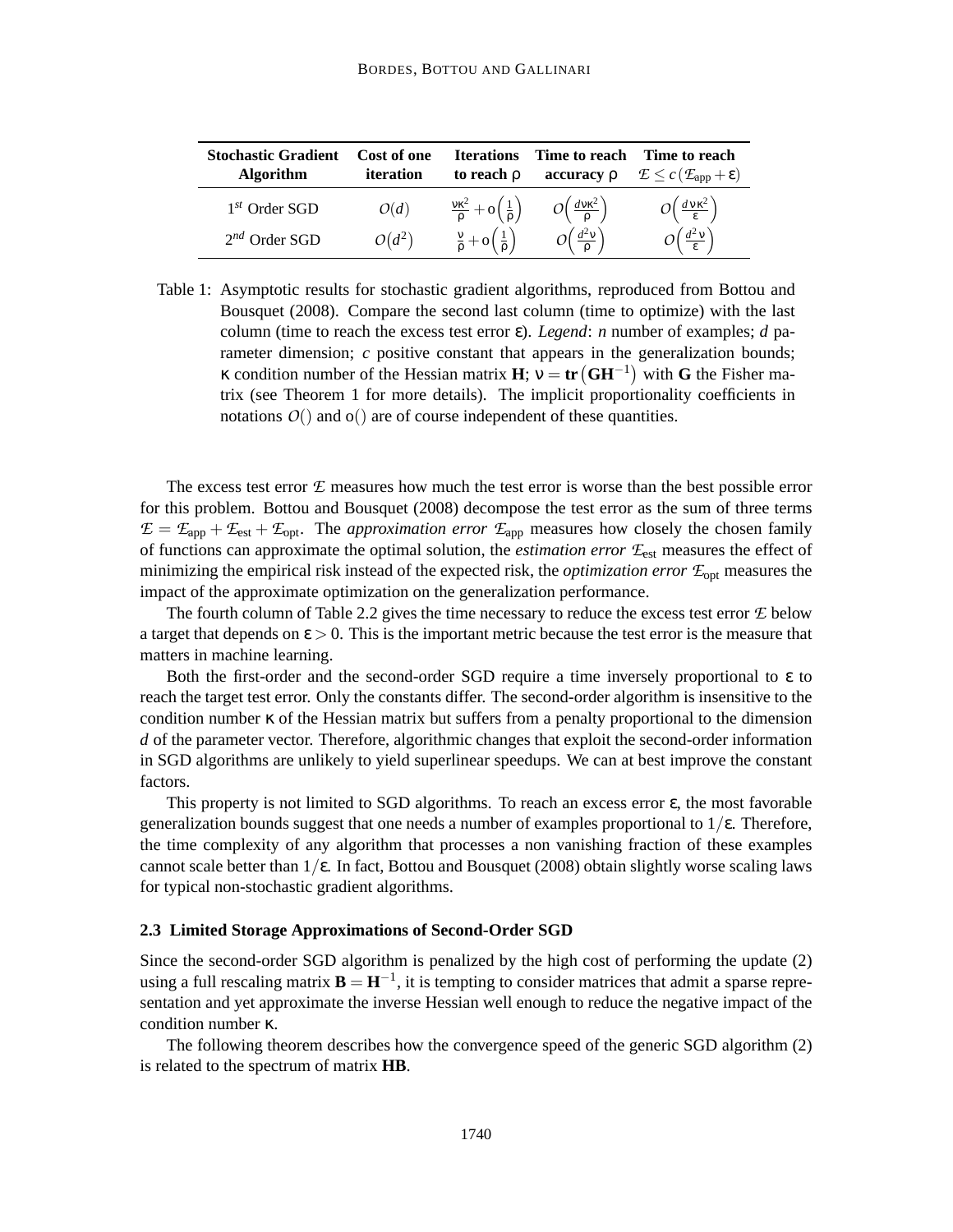| Stochastic Gradient Algorithm | Cost of one iteration | Iterations to reach $\rho$ | Time to reach accuracy $\rho$ | Time to reach $\mathcal{E} \leq c\,(\mathcal{E}_{\text{app}} + \varepsilon)$ |
|---|---|---|---|---|
| $1^{st}$ Order SGD | $\mathcal{O}(d)$ | $\frac{\nu\kappa^2}{\rho} + \mathrm{o}\left(\frac{1}{\rho}\right)$ | $\mathcal{O}\left(\frac{d\nu\kappa^2}{\rho}\right)$ | $\mathcal{O}\left(\frac{d\,\nu\kappa^2}{\varepsilon}\right)$ |
| $2^{nd}$ Order SGD | $\mathcal{O}(d^2)$ | $\frac{\nu}{\rho} + \mathrm{o}\left(\frac{1}{\rho}\right)$ | $\mathcal{O}\left(\frac{d^2\nu}{\rho}\right)$ | $\mathcal{O}\left(\frac{d^2\,\nu}{\varepsilon}\right)$ |

Table 1: Asymptotic results for stochastic gradient algorithms, reproduced from Bottou and Bousquet (2008). Compare the second last column (time to optimize) with the last column (time to reach the excess test error $\varepsilon$). *Legend*: $n$ number of examples; $d$ parameter dimension; $c$ positive constant that appears in the generalization bounds; $\kappa$ condition number of the Hessian matrix $\mathbf{H}$; $\nu = \mathbf{tr}\left(\mathbf{G}\mathbf{H}^{-1}\right)$ with $\mathbf{G}$ the Fisher matrix (see Theorem 1 for more details). The implicit proportionality coefficients in notations $\mathcal{O}()$ and $\mathrm{o}()$ are of course independent of these quantities.

The excess test error $\mathcal{E}$ measures how much the test error is worse than the best possible error for this problem. Bottou and Bousquet (2008) decompose the test error as the sum of three terms $\mathcal{E} = \mathcal{E}_{\text{app}} + \mathcal{E}_{\text{est}} + \mathcal{E}_{\text{opt}}$. The *approximation error* $\mathcal{E}_{\text{app}}$ measures how closely the chosen family of functions can approximate the optimal solution, the *estimation error* $\mathcal{E}_{\text{est}}$ measures the effect of minimizing the empirical risk instead of the expected risk, the *optimization error* $\mathcal{E}_{\text{opt}}$ measures the impact of the approximate optimization on the generalization performance.

The fourth column of Table 2.2 gives the time necessary to reduce the excess test error $\mathcal{E}$ below a target that depends on $\varepsilon > 0$. This is the important metric because the test error is the measure that matters in machine learning.

Both the first-order and the second-order SGD require a time inversely proportional to $\varepsilon$ to reach the target test error. Only the constants differ. The second-order algorithm is insensitive to the condition number $\kappa$ of the Hessian matrix but suffers from a penalty proportional to the dimension $d$ of the parameter vector. Therefore, algorithmic changes that exploit the second-order information in SGD algorithms are unlikely to yield superlinear speedups. We can at best improve the constant factors.

This property is not limited to SGD algorithms. To reach an excess error $\varepsilon$, the most favorable generalization bounds suggest that one needs a number of examples proportional to $1/\varepsilon$. Therefore, the time complexity of any algorithm that processes a non vanishing fraction of these examples cannot scale better than $1/\varepsilon$. In fact, Bottou and Bousquet (2008) obtain slightly worse scaling laws for typical non-stochastic gradient algorithms.

### 2.3 Limited Storage Approximations of Second-Order SGD

Since the second-order SGD algorithm is penalized by the high cost of performing the update (2) using a full rescaling matrix $\mathbf{B} = \mathbf{H}^{-1}$, it is tempting to consider matrices that admit a sparse representation and yet approximate the inverse Hessian well enough to reduce the negative impact of the condition number $\kappa$.

The following theorem describes how the convergence speed of the generic SGD algorithm (2) is related to the spectrum of matrix $\mathbf{HB}$.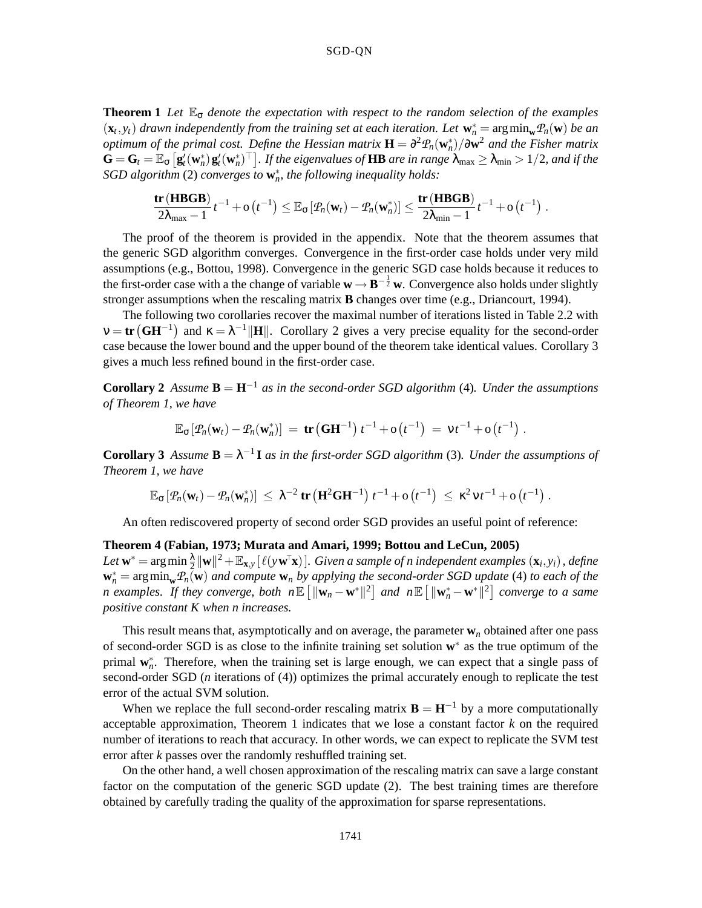**Theorem 1** *Let $\mathbb{E}_\sigma$ denote the expectation with respect to the random selection of the examples $(\mathbf{x}_t, y_t)$ drawn independently from the training set at each iteration. Let $\mathbf{w}_n^* = \arg\min_{\mathbf{w}} \mathcal{P}_n(\mathbf{w})$ be an optimum of the primal cost. Define the Hessian matrix $\mathbf{H} = \partial^2 \mathcal{P}_n(\mathbf{w}_n^*)/\partial \mathbf{w}^2$ and the Fisher matrix $\mathbf{G} = \mathbf{G}_t = \mathbb{E}_\sigma\left[\mathbf{g}_t'(\mathbf{w}_n^*)\, \mathbf{g}_t'(\mathbf{w}_n^*)^\top\right]$. If the eigenvalues of $\mathbf{HB}$ are in range $\lambda_{\max} \geq \lambda_{\min} > 1/2$, and if the SGD algorithm* (2) *converges to $\mathbf{w}_n^*$, the following inequality holds:*

$$\frac{\mathbf{tr}\left(\mathbf{HBGB}\right)}{2\lambda_{\max} - 1}\, t^{-1} + \mathrm{o}\left(t^{-1}\right) \leq \mathbb{E}_\sigma\left[\mathcal{P}_n(\mathbf{w}_t) - \mathcal{P}_n(\mathbf{w}_n^*)\right] \leq \frac{\mathbf{tr}\left(\mathbf{HBGB}\right)}{2\lambda_{\min} - 1}\, t^{-1} + \mathrm{o}\left(t^{-1}\right) .$$

The proof of the theorem is provided in the appendix. Note that the theorem assumes that the generic SGD algorithm converges. Convergence in the first-order case holds under very mild assumptions (e.g., Bottou, 1998). Convergence in the generic SGD case holds because it reduces to the first-order case with a the change of variable $\mathbf{w} \to \mathbf{B}^{-\frac{1}{2}}\, \mathbf{w}$. Convergence also holds under slightly stronger assumptions when the rescaling matrix $\mathbf{B}$ changes over time (e.g., Driancourt, 1994).

The following two corollaries recover the maximal number of iterations listed in Table 2.2 with $\nu = \mathbf{tr}\left(\mathbf{GH}^{-1}\right)$ and $\kappa = \lambda^{-1}\|\mathbf{H}\|$. Corollary 2 gives a very precise equality for the second-order case because the lower bound and the upper bound of the theorem take identical values. Corollary 3 gives a much less refined bound in the first-order case.

**Corollary 2** *Assume $\mathbf{B} = \mathbf{H}^{-1}$ as in the second-order SGD algorithm* (4)*. Under the assumptions of Theorem 1, we have*

$$\mathbb{E}_\sigma\left[\mathcal{P}_n(\mathbf{w}_t) - \mathcal{P}_n(\mathbf{w}_n^*)\right] \;=\; \mathbf{tr}\left(\mathbf{GH}^{-1}\right) t^{-1} + \mathrm{o}\left(t^{-1}\right) \;=\; \nu t^{-1} + \mathrm{o}\left(t^{-1}\right) .$$

**Corollary 3** *Assume $\mathbf{B} = \lambda^{-1}\mathbf{I}$ as in the first-order SGD algorithm* (3)*. Under the assumptions of Theorem 1, we have*

$$\mathbb{E}_\sigma\left[\mathcal{P}_n(\mathbf{w}_t) - \mathcal{P}_n(\mathbf{w}_n^*)\right] \;\leq\; \lambda^{-2}\, \mathbf{tr}\left(\mathbf{H}^2\mathbf{GH}^{-1}\right) t^{-1} + \mathrm{o}\left(t^{-1}\right) \;\leq\; \kappa^2 \nu t^{-1} + \mathrm{o}\left(t^{-1}\right) .$$

An often rediscovered property of second order SGD provides an useful point of reference:

**Theorem 4 (Fabian, 1973; Murata and Amari, 1999; Bottou and LeCun, 2005)**
*Let $\mathbf{w}^* = \arg\min \frac{\lambda}{2}\|\mathbf{w}\|^2 + \mathbb{E}_{\mathbf{x},y}\left[\ell(y\mathbf{w}^\top\mathbf{x})\right]$. Given a sample of $n$ independent examples $(\mathbf{x}_i, y_i)$, define $\mathbf{w}_n^* = \arg\min_{\mathbf{w}} \mathcal{P}_n(\mathbf{w})$ and compute $\mathbf{w}_n$ by applying the second-order SGD update* (4) *to each of the $n$ examples. If they converge, both $n\,\mathbb{E}\left[\|\mathbf{w}_n - \mathbf{w}^*\|^2\right]$ and $n\,\mathbb{E}\left[\|\mathbf{w}_n^* - \mathbf{w}^*\|^2\right]$ converge to a same positive constant $K$ when $n$ increases.*

This result means that, asymptotically and on average, the parameter $\mathbf{w}_n$ obtained after one pass of second-order SGD is as close to the infinite training set solution $\mathbf{w}^*$ as the true optimum of the primal $\mathbf{w}_n^*$. Therefore, when the training set is large enough, we can expect that a single pass of second-order SGD ($n$ iterations of (4)) optimizes the primal accurately enough to replicate the test error of the actual SVM solution.

When we replace the full second-order rescaling matrix $\mathbf{B} = \mathbf{H}^{-1}$ by a more computationally acceptable approximation, Theorem 1 indicates that we lose a constant factor $k$ on the required number of iterations to reach that accuracy. In other words, we can expect to replicate the SVM test error after $k$ passes over the randomly reshuffled training set.

On the other hand, a well chosen approximation of the rescaling matrix can save a large constant factor on the computation of the generic SGD update (2). The best training times are therefore obtained by carefully trading the quality of the approximation for sparse representations.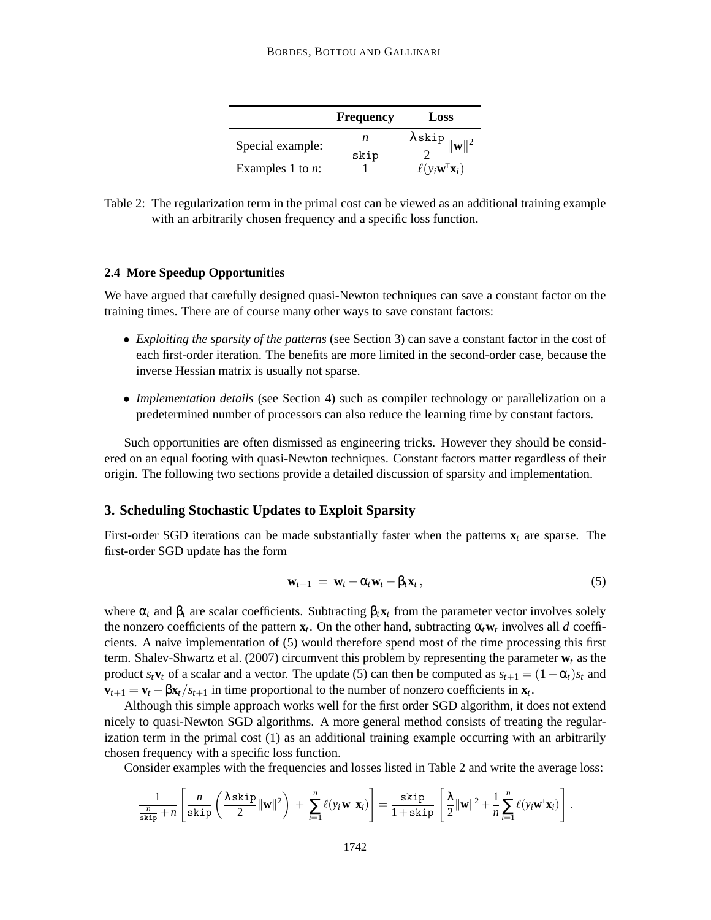| | Frequency | Loss |
|---|---|---|
| Special example: | $\dfrac{n}{\texttt{skip}}$ | $\dfrac{\lambda\,\texttt{skip}}{2}\|\mathbf{w}\|^2$ |
| Examples 1 to $n$: | 1 | $\ell(y_i \mathbf{w}^\top \mathbf{x}_i)$ |

Table 2: The regularization term in the primal cost can be viewed as an additional training example with an arbitrarily chosen frequency and a specific loss function.

### 2.4 More Speedup Opportunities

We have argued that carefully designed quasi-Newton techniques can save a constant factor on the training times. There are of course many other ways to save constant factors:

- *Exploiting the sparsity of the patterns* (see Section 3) can save a constant factor in the cost of each first-order iteration. The benefits are more limited in the second-order case, because the inverse Hessian matrix is usually not sparse.
- *Implementation details* (see Section 4) such as compiler technology or parallelization on a predetermined number of processors can also reduce the learning time by constant factors.

Such opportunities are often dismissed as engineering tricks. However they should be considered on an equal footing with quasi-Newton techniques. Constant factors matter regardless of their origin. The following two sections provide a detailed discussion of sparsity and implementation.

## 3. Scheduling Stochastic Updates to Exploit Sparsity

First-order SGD iterations can be made substantially faster when the patterns $\mathbf{x}_t$ are sparse. The first-order SGD update has the form

$$\mathbf{w}_{t+1} \;=\; \mathbf{w}_t - \alpha_t \mathbf{w}_t - \beta_t \mathbf{x}_t\,, \tag{5}$$

where $\alpha_t$ and $\beta_t$ are scalar coefficients. Subtracting $\beta_t \mathbf{x}_t$ from the parameter vector involves solely the nonzero coefficients of the pattern $\mathbf{x}_t$. On the other hand, subtracting $\alpha_t \mathbf{w}_t$ involves all $d$ coefficients. A naive implementation of (5) would therefore spend most of the time processing this first term. Shalev-Shwartz et al. (2007) circumvent this problem by representing the parameter $\mathbf{w}_t$ as the product $s_t \mathbf{v}_t$ of a scalar and a vector. The update (5) can then be computed as $s_{t+1} = (1-\alpha_t)s_t$ and $\mathbf{v}_{t+1} = \mathbf{v}_t - \beta \mathbf{x}_t / s_{t+1}$ in time proportional to the number of nonzero coefficients in $\mathbf{x}_t$.

Although this simple approach works well for the first order SGD algorithm, it does not extend nicely to quasi-Newton SGD algorithms. A more general method consists of treating the regularization term in the primal cost (1) as an additional training example occurring with an arbitrarily chosen frequency with a specific loss function.

Consider examples with the frequencies and losses listed in Table 2 and write the average loss:

$$\frac{1}{\frac{n}{\texttt{skip}}+n}\left[\frac{n}{\texttt{skip}}\left(\frac{\lambda\,\texttt{skip}}{2}\|\mathbf{w}\|^2\right) \;+\; \sum_{i=1}^{n}\ell(y_i \mathbf{w}^\top \mathbf{x}_i)\right] = \frac{\texttt{skip}}{1+\texttt{skip}}\left[\frac{\lambda}{2}\|\mathbf{w}\|^2 + \frac{1}{n}\sum_{i=1}^{n}\ell(y_i \mathbf{w}^\top \mathbf{x}_i)\right].$$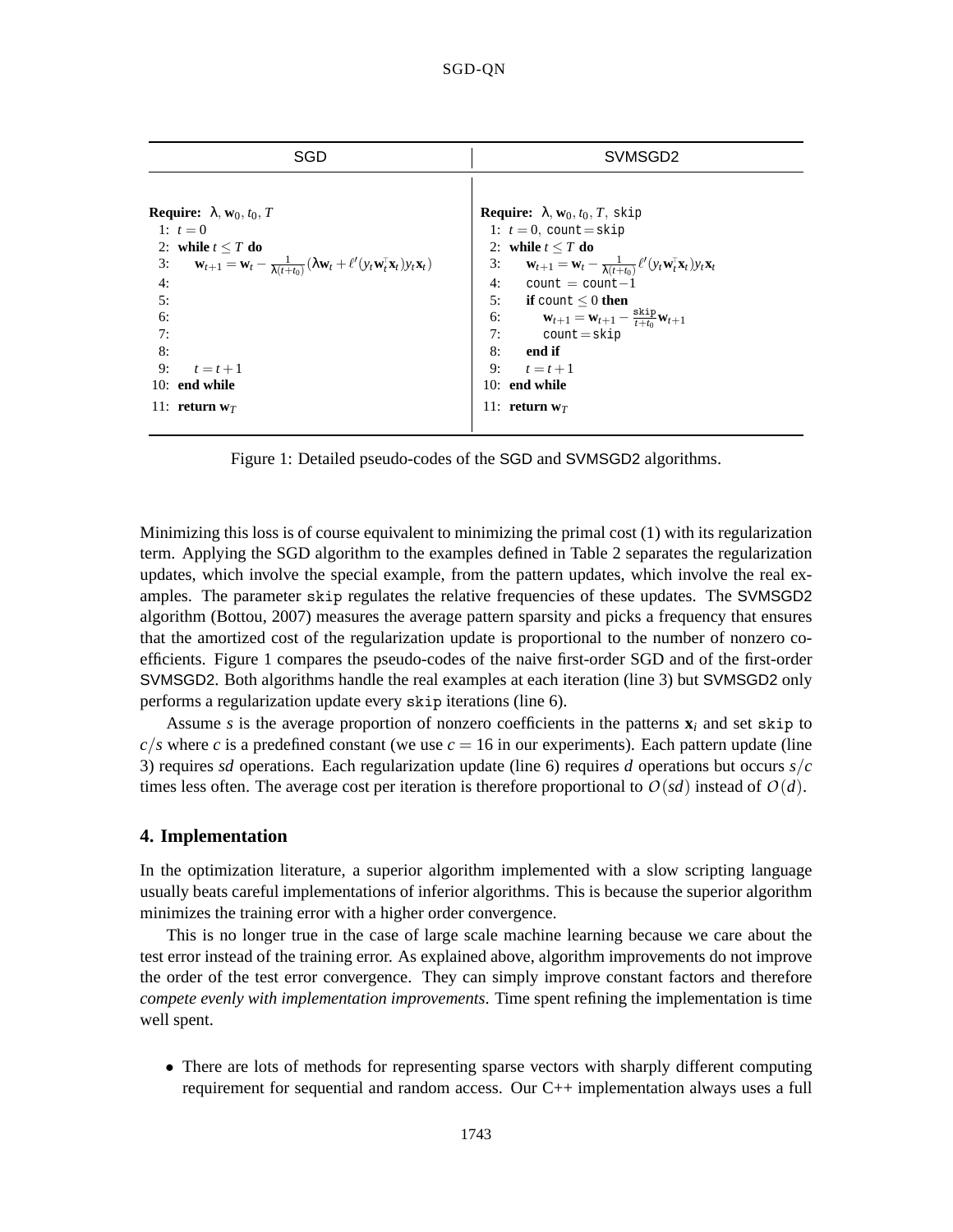| SGD | SVMSGD2 |
| --- | --- |
| **Require:** $\lambda$, $\mathbf{w}_0$, $t_0$, $T$ | **Require:** $\lambda$, $\mathbf{w}_0$, $t_0$, $T$, `skip` |
| 1: $t = 0$ | 1: $t = 0$, `count` $=$ `skip` |
| 2: **while** $t \leq T$ **do** | 2: **while** $t \leq T$ **do** |
| 3: $\mathbf{w}_{t+1} = \mathbf{w}_t - \frac{1}{\lambda(t+t_0)}(\lambda \mathbf{w}_t + \ell'(y_t \mathbf{w}_t^\top \mathbf{x}_t) y_t \mathbf{x}_t)$ | 3: $\mathbf{w}_{t+1} = \mathbf{w}_t - \frac{1}{\lambda(t+t_0)} \ell'(y_t \mathbf{w}_t^\top \mathbf{x}_t) y_t \mathbf{x}_t$ |
| 4: | 4: `count` $=$ `count` $-1$ |
| 5: | 5: **if** `count` $\leq 0$ **then** |
| 6: | 6: $\mathbf{w}_{t+1} = \mathbf{w}_{t+1} - \frac{\texttt{skip}}{t+t_0} \mathbf{w}_{t+1}$ |
| 7: | 7: `count` $=$ `skip` |
| 8: | 8: **end if** |
| 9: $t = t+1$ | 9: $t = t+1$ |
| 10: **end while** | 10: **end while** |
| 11: **return** $\mathbf{w}_T$ | 11: **return** $\mathbf{w}_T$ |

Figure 1: Detailed pseudo-codes of the SGD and SVMSGD2 algorithms.

Minimizing this loss is of course equivalent to minimizing the primal cost (1) with its regularization term. Applying the SGD algorithm to the examples defined in Table 2 separates the regularization updates, which involve the special example, from the pattern updates, which involve the real examples. The parameter `skip` regulates the relative frequencies of these updates. The SVMSGD2 algorithm (Bottou, 2007) measures the average pattern sparsity and picks a frequency that ensures that the amortized cost of the regularization update is proportional to the number of nonzero coefficients. Figure 1 compares the pseudo-codes of the naive first-order SGD and of the first-order SVMSGD2. Both algorithms handle the real examples at each iteration (line 3) but SVMSGD2 only performs a regularization update every `skip` iterations (line 6).

Assume $s$ is the average proportion of nonzero coefficients in the patterns $\mathbf{x}_i$ and set `skip` to $c/s$ where $c$ is a predefined constant (we use $c = 16$ in our experiments). Each pattern update (line 3) requires $sd$ operations. Each regularization update (line 6) requires $d$ operations but occurs $s/c$ times less often. The average cost per iteration is therefore proportional to $O(sd)$ instead of $O(d)$.

## 4. Implementation

In the optimization literature, a superior algorithm implemented with a slow scripting language usually beats careful implementations of inferior algorithms. This is because the superior algorithm minimizes the training error with a higher order convergence.

This is no longer true in the case of large scale machine learning because we care about the test error instead of the training error. As explained above, algorithm improvements do not improve the order of the test error convergence. They can simply improve constant factors and therefore *compete evenly with implementation improvements*. Time spent refining the implementation is time well spent.

- There are lots of methods for representing sparse vectors with sharply different computing requirement for sequential and random access. Our C++ implementation always uses a full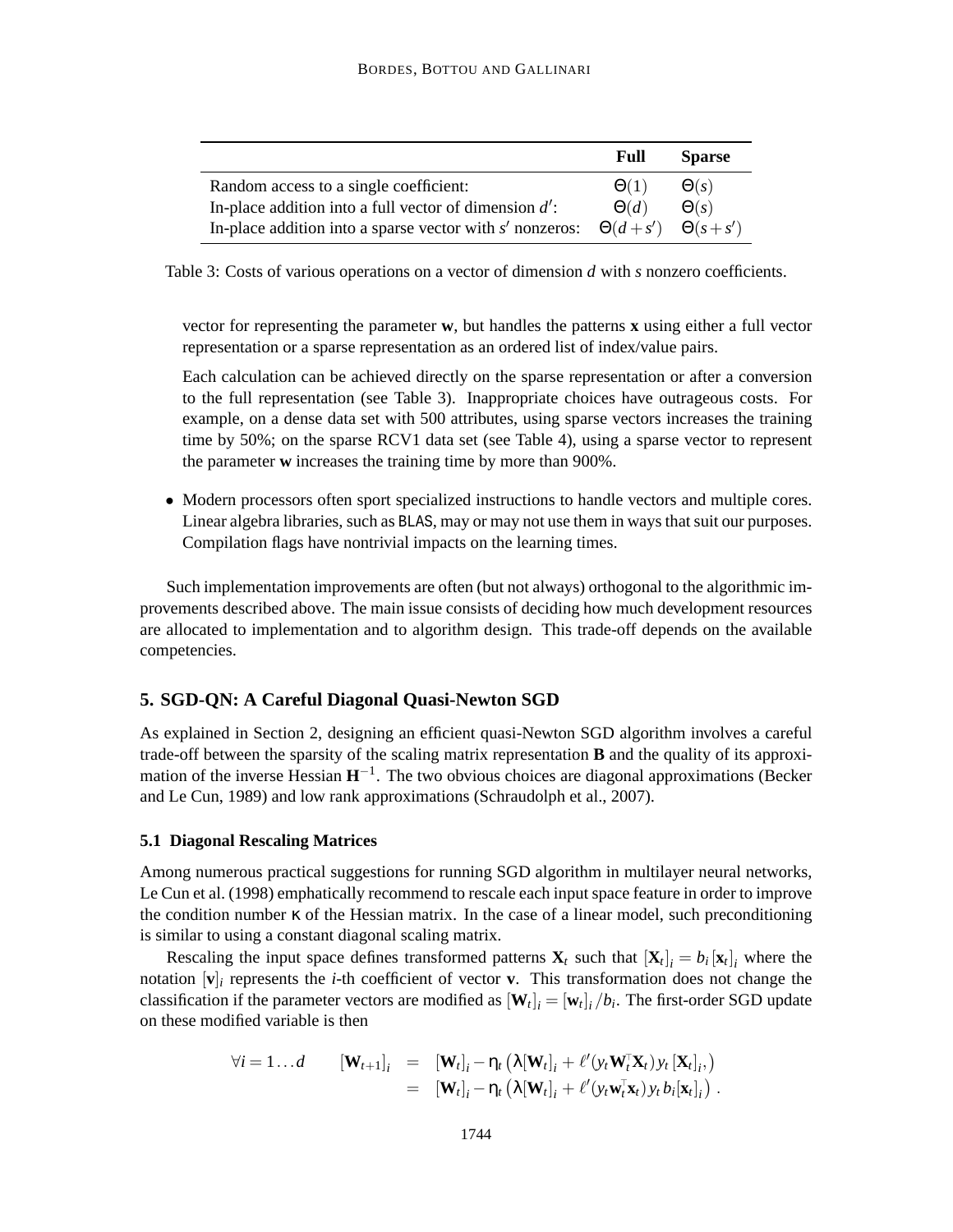|  | Full | Sparse |
|---|---|---|
| Random access to a single coefficient: | $\Theta(1)$ | $\Theta(s)$ |
| In-place addition into a full vector of dimension $d'$: | $\Theta(d)$ | $\Theta(s)$ |
| In-place addition into a sparse vector with $s'$ nonzeros: | $\Theta(d+s')$ | $\Theta(s+s')$ |

Table 3: Costs of various operations on a vector of dimension $d$ with $s$ nonzero coefficients.

vector for representing the parameter $\mathbf{w}$, but handles the patterns $\mathbf{x}$ using either a full vector representation or a sparse representation as an ordered list of index/value pairs.

Each calculation can be achieved directly on the sparse representation or after a conversion to the full representation (see Table 3). Inappropriate choices have outrageous costs. For example, on a dense data set with 500 attributes, using sparse vectors increases the training time by 50%; on the sparse RCV1 data set (see Table 4), using a sparse vector to represent the parameter $\mathbf{w}$ increases the training time by more than 900%.

- Modern processors often sport specialized instructions to handle vectors and multiple cores. Linear algebra libraries, such as BLAS, may or may not use them in ways that suit our purposes. Compilation flags have nontrivial impacts on the learning times.

Such implementation improvements are often (but not always) orthogonal to the algorithmic improvements described above. The main issue consists of deciding how much development resources are allocated to implementation and to algorithm design. This trade-off depends on the available competencies.

## 5. SGD-QN: A Careful Diagonal Quasi-Newton SGD

As explained in Section 2, designing an efficient quasi-Newton SGD algorithm involves a careful trade-off between the sparsity of the scaling matrix representation $\mathbf{B}$ and the quality of its approximation of the inverse Hessian $\mathbf{H}^{-1}$. The two obvious choices are diagonal approximations (Becker and Le Cun, 1989) and low rank approximations (Schraudolph et al., 2007).

### 5.1 Diagonal Rescaling Matrices

Among numerous practical suggestions for running SGD algorithm in multilayer neural networks, Le Cun et al. (1998) emphatically recommend to rescale each input space feature in order to improve the condition number $\kappa$ of the Hessian matrix. In the case of a linear model, such preconditioning is similar to using a constant diagonal scaling matrix.

Rescaling the input space defines transformed patterns $\mathbf{X}_t$ such that $[\mathbf{X}_t]_i = b_i\,[\mathbf{x}_t]_i$ where the notation $[\mathbf{v}]_i$ represents the $i$-th coefficient of vector $\mathbf{v}$. This transformation does not change the classification if the parameter vectors are modified as $[\mathbf{W}_t]_i = [\mathbf{w}_t]_i / b_i$. The first-order SGD update on these modified variable is then

$$
\begin{aligned}
\forall i = 1 \ldots d \qquad [\mathbf{W}_{t+1}]_i &= [\mathbf{W}_t]_i - \eta_t \left( \lambda [\mathbf{W}_t]_i + \ell'(y_t \mathbf{W}_t^\top \mathbf{X}_t)\, y_t\, [\mathbf{X}_t]_i, \right) \\
&= [\mathbf{W}_t]_i - \eta_t \left( \lambda [\mathbf{W}_t]_i + \ell'(y_t \mathbf{w}_t^\top \mathbf{x}_t)\, y_t\, b_i [\mathbf{x}_t]_i \right) .
\end{aligned}
$$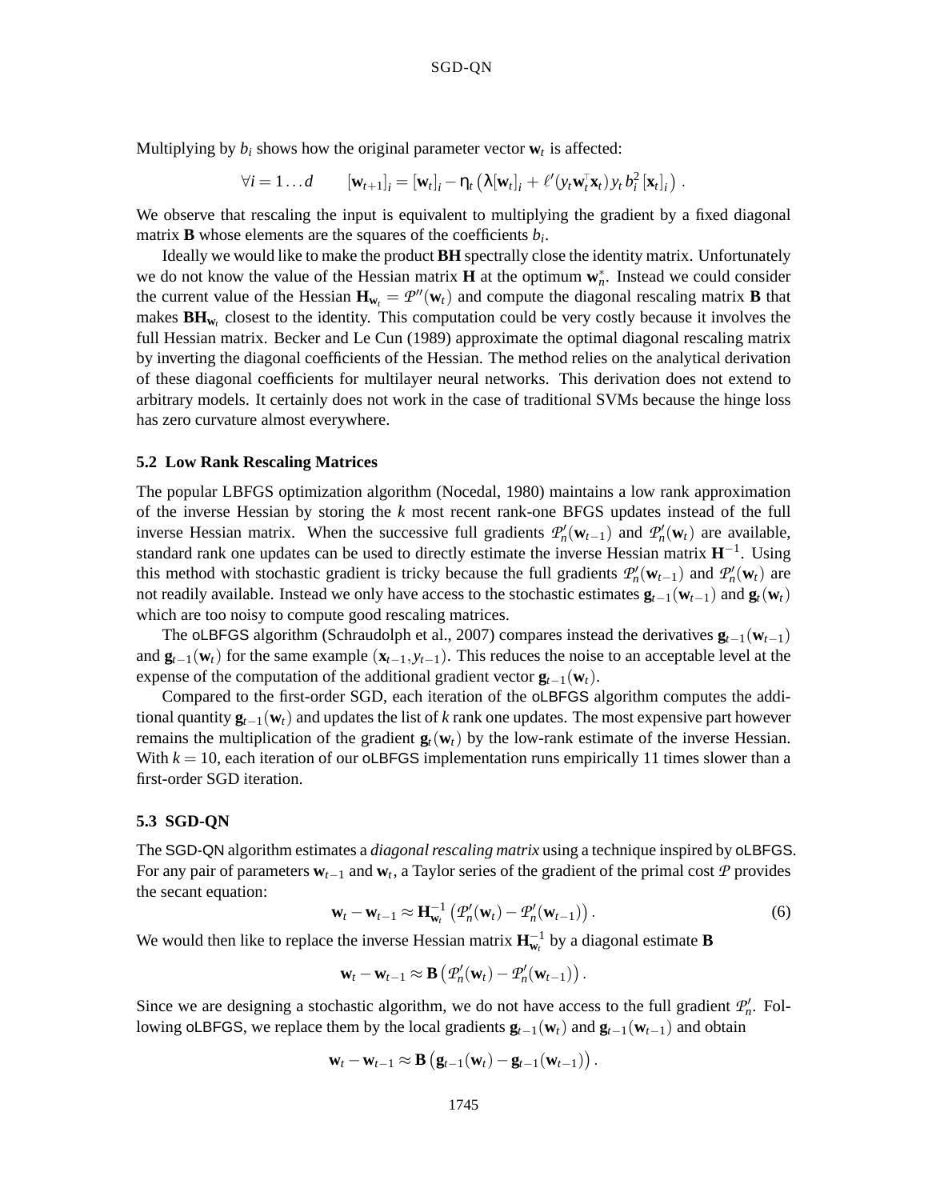Multiplying by $b_i$ shows how the original parameter vector $\mathbf{w}_t$ is affected:

$$\forall i = 1 \dots d \qquad [\mathbf{w}_{t+1}]_i = [\mathbf{w}_t]_i - \eta_t \left( \lambda [\mathbf{w}_t]_i + \ell'(y_t \mathbf{w}_t^\top \mathbf{x}_t)\, y_t\, b_i^2\, [\mathbf{x}_t]_i \right) .$$

We observe that rescaling the input is equivalent to multiplying the gradient by a fixed diagonal matrix $\mathbf{B}$ whose elements are the squares of the coefficients $b_i$.

Ideally we would like to make the product $\mathbf{BH}$ spectrally close the identity matrix. Unfortunately we do not know the value of the Hessian matrix $\mathbf{H}$ at the optimum $\mathbf{w}_n^*$. Instead we could consider the current value of the Hessian $\mathbf{H}_{\mathbf{w}_t} = \mathcal{P}''(\mathbf{w}_t)$ and compute the diagonal rescaling matrix $\mathbf{B}$ that makes $\mathbf{BH}_{\mathbf{w}_t}$ closest to the identity. This computation could be very costly because it involves the full Hessian matrix. Becker and Le Cun (1989) approximate the optimal diagonal rescaling matrix by inverting the diagonal coefficients of the Hessian. The method relies on the analytical derivation of these diagonal coefficients for multilayer neural networks. This derivation does not extend to arbitrary models. It certainly does not work in the case of traditional SVMs because the hinge loss has zero curvature almost everywhere.

### 5.2 Low Rank Rescaling Matrices

The popular LBFGS optimization algorithm (Nocedal, 1980) maintains a low rank approximation of the inverse Hessian by storing the $k$ most recent rank-one BFGS updates instead of the full inverse Hessian matrix. When the successive full gradients $\mathcal{P}_n'(\mathbf{w}_{t-1})$ and $\mathcal{P}_n'(\mathbf{w}_t)$ are available, standard rank one updates can be used to directly estimate the inverse Hessian matrix $\mathbf{H}^{-1}$. Using this method with stochastic gradient is tricky because the full gradients $\mathcal{P}_n'(\mathbf{w}_{t-1})$ and $\mathcal{P}_n'(\mathbf{w}_t)$ are not readily available. Instead we only have access to the stochastic estimates $\mathbf{g}_{t-1}(\mathbf{w}_{t-1})$ and $\mathbf{g}_t(\mathbf{w}_t)$ which are too noisy to compute good rescaling matrices.

The oLBFGS algorithm (Schraudolph et al., 2007) compares instead the derivatives $\mathbf{g}_{t-1}(\mathbf{w}_{t-1})$ and $\mathbf{g}_{t-1}(\mathbf{w}_t)$ for the same example $(\mathbf{x}_{t-1}, y_{t-1})$. This reduces the noise to an acceptable level at the expense of the computation of the additional gradient vector $\mathbf{g}_{t-1}(\mathbf{w}_t)$.

Compared to the first-order SGD, each iteration of the oLBFGS algorithm computes the additional quantity $\mathbf{g}_{t-1}(\mathbf{w}_t)$ and updates the list of $k$ rank one updates. The most expensive part however remains the multiplication of the gradient $\mathbf{g}_t(\mathbf{w}_t)$ by the low-rank estimate of the inverse Hessian. With $k = 10$, each iteration of our oLBFGS implementation runs empirically 11 times slower than a first-order SGD iteration.

### 5.3 SGD-QN

The SGD-QN algorithm estimates a *diagonal rescaling matrix* using a technique inspired by oLBFGS. For any pair of parameters $\mathbf{w}_{t-1}$ and $\mathbf{w}_t$, a Taylor series of the gradient of the primal cost $\mathcal{P}$ provides the secant equation:

$$\mathbf{w}_t - \mathbf{w}_{t-1} \approx \mathbf{H}_{\mathbf{w}_t}^{-1} \left( \mathcal{P}_n'(\mathbf{w}_t) - \mathcal{P}_n'(\mathbf{w}_{t-1}) \right) . \tag{6}$$

We would then like to replace the inverse Hessian matrix $\mathbf{H}_{\mathbf{w}_t}^{-1}$ by a diagonal estimate $\mathbf{B}$

$$\mathbf{w}_t - \mathbf{w}_{t-1} \approx \mathbf{B} \left( \mathcal{P}_n'(\mathbf{w}_t) - \mathcal{P}_n'(\mathbf{w}_{t-1}) \right) .$$

Since we are designing a stochastic algorithm, we do not have access to the full gradient $\mathcal{P}_n'$. Following oLBFGS, we replace them by the local gradients $\mathbf{g}_{t-1}(\mathbf{w}_t)$ and $\mathbf{g}_{t-1}(\mathbf{w}_{t-1})$ and obtain

$$\mathbf{w}_t - \mathbf{w}_{t-1} \approx \mathbf{B} \left( \mathbf{g}_{t-1}(\mathbf{w}_t) - \mathbf{g}_{t-1}(\mathbf{w}_{t-1}) \right) .$$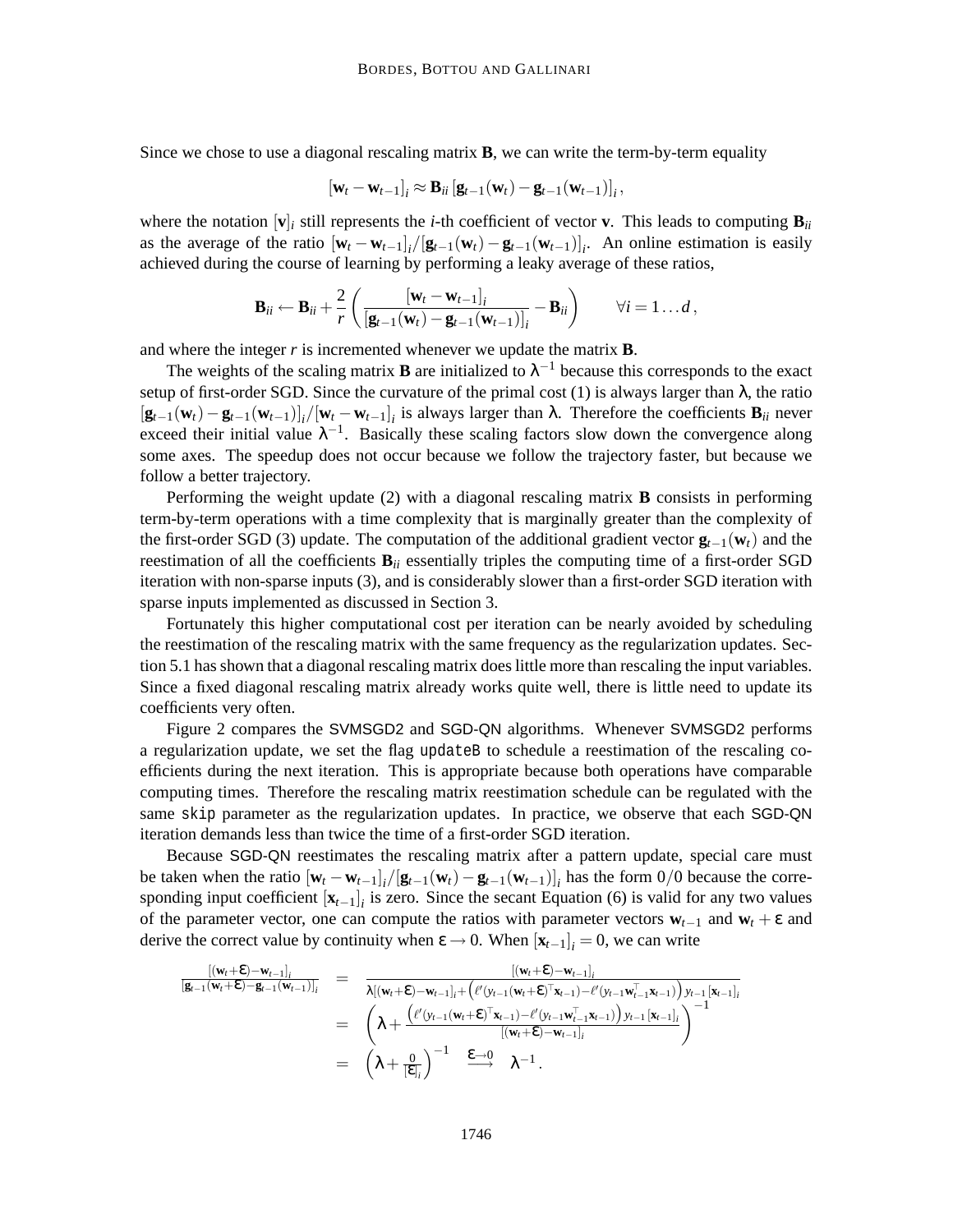Since we chose to use a diagonal rescaling matrix $\mathbf{B}$, we can write the term-by-term equality

$$[\mathbf{w}_t - \mathbf{w}_{t-1}]_i \approx \mathbf{B}_{ii} \left[\mathbf{g}_{t-1}(\mathbf{w}_t) - \mathbf{g}_{t-1}(\mathbf{w}_{t-1})\right]_i ,$$

where the notation $[\mathbf{v}]_i$ still represents the $i$-th coefficient of vector $\mathbf{v}$. This leads to computing $\mathbf{B}_{ii}$ as the average of the ratio $[\mathbf{w}_t - \mathbf{w}_{t-1}]_i / [\mathbf{g}_{t-1}(\mathbf{w}_t) - \mathbf{g}_{t-1}(\mathbf{w}_{t-1})]_i$. An online estimation is easily achieved during the course of learning by performing a leaky average of these ratios,

$$\mathbf{B}_{ii} \leftarrow \mathbf{B}_{ii} + \frac{2}{r}\left(\frac{[\mathbf{w}_t - \mathbf{w}_{t-1}]_i}{[\mathbf{g}_{t-1}(\mathbf{w}_t) - \mathbf{g}_{t-1}(\mathbf{w}_{t-1})]_i} - \mathbf{B}_{ii}\right) \qquad \forall i = 1 \dots d ,$$

and where the integer $r$ is incremented whenever we update the matrix $\mathbf{B}$.

The weights of the scaling matrix $\mathbf{B}$ are initialized to $\lambda^{-1}$ because this corresponds to the exact setup of first-order SGD. Since the curvature of the primal cost (1) is always larger than $\lambda$, the ratio $[\mathbf{g}_{t-1}(\mathbf{w}_t) - \mathbf{g}_{t-1}(\mathbf{w}_{t-1})]_i / [\mathbf{w}_t - \mathbf{w}_{t-1}]_i$ is always larger than $\lambda$. Therefore the coefficients $\mathbf{B}_{ii}$ never exceed their initial value $\lambda^{-1}$. Basically these scaling factors slow down the convergence along some axes. The speedup does not occur because we follow the trajectory faster, but because we follow a better trajectory.

Performing the weight update (2) with a diagonal rescaling matrix $\mathbf{B}$ consists in performing term-by-term operations with a time complexity that is marginally greater than the complexity of the first-order SGD (3) update. The computation of the additional gradient vector $\mathbf{g}_{t-1}(\mathbf{w}_t)$ and the reestimation of all the coefficients $\mathbf{B}_{ii}$ essentially triples the computing time of a first-order SGD iteration with non-sparse inputs (3), and is considerably slower than a first-order SGD iteration with sparse inputs implemented as discussed in Section 3.

Fortunately this higher computational cost per iteration can be nearly avoided by scheduling the reestimation of the rescaling matrix with the same frequency as the regularization updates. Section 5.1 has shown that a diagonal rescaling matrix does little more than rescaling the input variables. Since a fixed diagonal rescaling matrix already works quite well, there is little need to update its coefficients very often.

Figure 2 compares the SVMSGD2 and SGD-QN algorithms. Whenever SVMSGD2 performs a regularization update, we set the flag `updateB` to schedule a reestimation of the rescaling coefficients during the next iteration. This is appropriate because both operations have comparable computing times. Therefore the rescaling matrix reestimation schedule can be regulated with the same `skip` parameter as the regularization updates. In practice, we observe that each SGD-QN iteration demands less than twice the time of a first-order SGD iteration.

Because SGD-QN reestimates the rescaling matrix after a pattern update, special care must be taken when the ratio $[\mathbf{w}_t - \mathbf{w}_{t-1}]_i / [\mathbf{g}_{t-1}(\mathbf{w}_t) - \mathbf{g}_{t-1}(\mathbf{w}_{t-1})]_i$ has the form $0/0$ because the corresponding input coefficient $[\mathbf{x}_{t-1}]_i$ is zero. Since the secant Equation (6) is valid for any two values of the parameter vector, one can compute the ratios with parameter vectors $\mathbf{w}_{t-1}$ and $\mathbf{w}_t + \varepsilon$ and derive the correct value by continuity when $\varepsilon \to 0$. When $[\mathbf{x}_{t-1}]_i = 0$, we can write

$$\begin{aligned}
\frac{[(\mathbf{w}_t+\varepsilon)-\mathbf{w}_{t-1}]_i}{[\mathbf{g}_{t-1}(\mathbf{w}_t+\varepsilon)-\mathbf{g}_{t-1}(\mathbf{w}_{t-1})]_i} &= \frac{[(\mathbf{w}_t+\varepsilon)-\mathbf{w}_{t-1}]_i}{\lambda[(\mathbf{w}_t+\varepsilon)-\mathbf{w}_{t-1}]_i + \left(\ell'(y_{t-1}(\mathbf{w}_t+\varepsilon)^\top \mathbf{x}_{t-1}) - \ell'(y_{t-1}\mathbf{w}_{t-1}^\top \mathbf{x}_{t-1})\right) y_{t-1}[\mathbf{x}_{t-1}]_i} \\
&= \left(\lambda + \frac{\left(\ell'(y_{t-1}(\mathbf{w}_t+\varepsilon)^\top \mathbf{x}_{t-1}) - \ell'(y_{t-1}\mathbf{w}_{t-1}^\top \mathbf{x}_{t-1})\right) y_{t-1}[\mathbf{x}_{t-1}]_i}{[(\mathbf{w}_t+\varepsilon)-\mathbf{w}_{t-1}]_i}\right)^{-1} \\
&= \left(\lambda + \frac{0}{[\varepsilon]_i}\right)^{-1} \quad \overset{\varepsilon \to 0}{\longrightarrow} \quad \lambda^{-1} .
\end{aligned}$$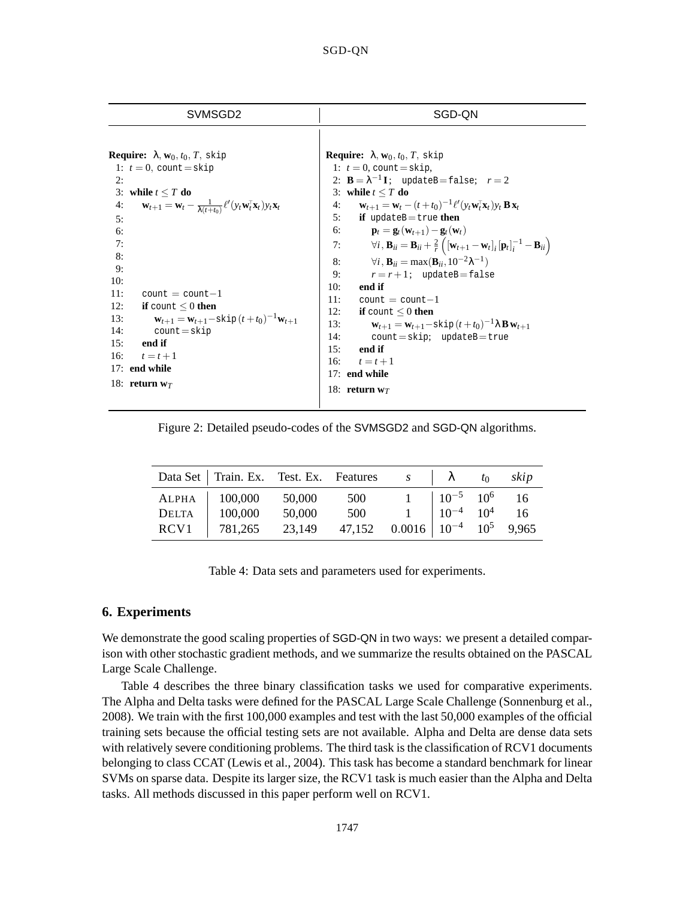| SVMSGD2 | SGD-QN |
|---|---|
| **Require:** $\lambda, \mathbf{w}_0, t_0, T,$ skip | **Require:** $\lambda, \mathbf{w}_0, t_0, T,$ skip |
| 1: $t = 0$, count = skip | 1: $t = 0$, count = skip, |
| 2: | 2: $\mathbf{B} = \lambda^{-1}\mathbf{I}$; updateB = false; $r = 2$ |
| 3: **while** $t \leq T$ **do** | 3: **while** $t \leq T$ **do** |
| 4: $\mathbf{w}_{t+1} = \mathbf{w}_t - \frac{1}{\lambda(t+t_0)}\ell'(y_t \mathbf{w}_t^\top \mathbf{x}_t) y_t \mathbf{x}_t$ | 4: $\mathbf{w}_{t+1} = \mathbf{w}_t - (t+t_0)^{-1}\ell'(y_t \mathbf{w}_t^\top \mathbf{x}_t) y_t \mathbf{B}\,\mathbf{x}_t$ |
| 5: | 5: **if** updateB = true **then** |
| 6: | 6: $\mathbf{p}_t = \mathbf{g}_t(\mathbf{w}_{t+1}) - \mathbf{g}_t(\mathbf{w}_t)$ |
| 7: | 7: $\forall i,\ \mathbf{B}_{ii} = \mathbf{B}_{ii} + \frac{2}{r}\left([\mathbf{w}_{t+1} - \mathbf{w}_t]_i [\mathbf{p}_t]_i^{-1} - \mathbf{B}_{ii}\right)$ |
| 8: | 8: $\forall i,\ \mathbf{B}_{ii} = \max(\mathbf{B}_{ii}, 10^{-2}\lambda^{-1})$ |
| 9: | 9: $r = r + 1$; updateB = false |
| 10: | 10: **end if** |
| 11: count = count − 1 | 11: count = count − 1 |
| 12: **if** count $\leq 0$ **then** | 12: **if** count $\leq 0$ **then** |
| 13: $\mathbf{w}_{t+1} = \mathbf{w}_{t+1} - \text{skip}\,(t+t_0)^{-1}\mathbf{w}_{t+1}$ | 13: $\mathbf{w}_{t+1} = \mathbf{w}_{t+1} - \text{skip}\,(t+t_0)^{-1}\lambda\,\mathbf{B}\,\mathbf{w}_{t+1}$ |
| 14: count = skip | 14: count = skip; updateB = true |
| 15: **end if** | 15: **end if** |
| 16: $t = t + 1$ | 16: $t = t + 1$ |
| 17: **end while** | 17: **end while** |
| 18: **return** $\mathbf{w}_T$ | 18: **return** $\mathbf{w}_T$ |

Figure 2: Detailed pseudo-codes of the SVMSGD2 and SGD-QN algorithms.

| Data Set | Train. Ex. | Test. Ex. | Features | $s$ | $\lambda$ | $t_0$ | $skip$ |
|---|---|---|---|---|---|---|---|
| ALPHA | 100,000 | 50,000 | 500 | 1 | $10^{-5}$ | $10^6$ | 16 |
| DELTA | 100,000 | 50,000 | 500 | 1 | $10^{-4}$ | $10^4$ | 16 |
| RCV1 | 781,265 | 23,149 | 47,152 | 0.0016 | $10^{-4}$ | $10^5$ | 9,965 |

Table 4: Data sets and parameters used for experiments.

## 6. Experiments

We demonstrate the good scaling properties of SGD-QN in two ways: we present a detailed comparison with other stochastic gradient methods, and we summarize the results obtained on the PASCAL Large Scale Challenge.

Table 4 describes the three binary classification tasks we used for comparative experiments. The Alpha and Delta tasks were defined for the PASCAL Large Scale Challenge (Sonnenburg et al., 2008). We train with the first 100,000 examples and test with the last 50,000 examples of the official training sets because the official testing sets are not available. Alpha and Delta are dense data sets with relatively severe conditioning problems. The third task is the classification of RCV1 documents belonging to class CCAT (Lewis et al., 2004). This task has become a standard benchmark for linear SVMs on sparse data. Despite its larger size, the RCV1 task is much easier than the Alpha and Delta tasks. All methods discussed in this paper perform well on RCV1.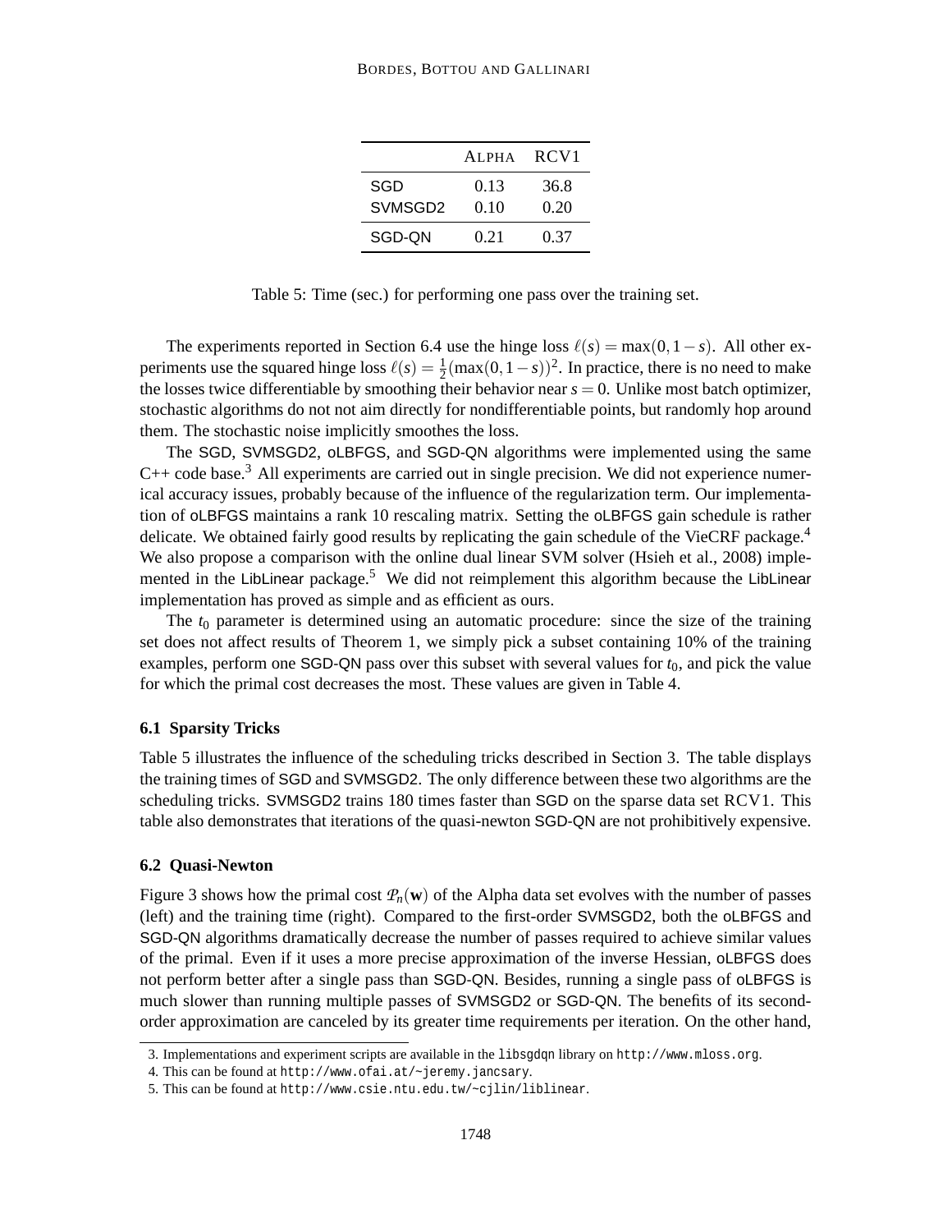| | ALPHA | RCV1 |
|---|---|---|
| SGD | 0.13 | 36.8 |
| SVMSGD2 | 0.10 | 0.20 |
| SGD-QN | 0.21 | 0.37 |

Table 5: Time (sec.) for performing one pass over the training set.

The experiments reported in Section 6.4 use the hinge loss $\ell(s) = \max(0, 1-s)$. All other experiments use the squared hinge loss $\ell(s) = \frac{1}{2}(\max(0, 1-s))^2$. In practice, there is no need to make the losses twice differentiable by smoothing their behavior near $s = 0$. Unlike most batch optimizer, stochastic algorithms do not not aim directly for nondifferentiable points, but randomly hop around them. The stochastic noise implicitly smoothes the loss.

The SGD, SVMSGD2, oLBFGS, and SGD-QN algorithms were implemented using the same C++ code base.[3] All experiments are carried out in single precision. We did not experience numerical accuracy issues, probably because of the influence of the regularization term. Our implementation of oLBFGS maintains a rank 10 rescaling matrix. Setting the oLBFGS gain schedule is rather delicate. We obtained fairly good results by replicating the gain schedule of the VieCRF package.[4] We also propose a comparison with the online dual linear SVM solver (Hsieh et al., 2008) implemented in the LibLinear package.[5] We did not reimplement this algorithm because the LibLinear implementation has proved as simple and as efficient as ours.

The $t_0$ parameter is determined using an automatic procedure: since the size of the training set does not affect results of Theorem 1, we simply pick a subset containing 10% of the training examples, perform one SGD-QN pass over this subset with several values for $t_0$, and pick the value for which the primal cost decreases the most. These values are given in Table 4.

### 6.1 Sparsity Tricks

Table 5 illustrates the influence of the scheduling tricks described in Section 3. The table displays the training times of SGD and SVMSGD2. The only difference between these two algorithms are the scheduling tricks. SVMSGD2 trains 180 times faster than SGD on the sparse data set RCV1. This table also demonstrates that iterations of the quasi-newton SGD-QN are not prohibitively expensive.

### 6.2 Quasi-Newton

Figure 3 shows how the primal cost $\mathcal{P}_n(\mathbf{w})$ of the Alpha data set evolves with the number of passes (left) and the training time (right). Compared to the first-order SVMSGD2, both the oLBFGS and SGD-QN algorithms dramatically decrease the number of passes required to achieve similar values of the primal. Even if it uses a more precise approximation of the inverse Hessian, oLBFGS does not perform better after a single pass than SGD-QN. Besides, running a single pass of oLBFGS is much slower than running multiple passes of SVMSGD2 or SGD-QN. The benefits of its second-order approximation are canceled by its greater time requirements per iteration. On the other hand,

3. Implementations and experiment scripts are available in the libsgdqn library on http://www.mloss.org.

4. This can be found at http://www.ofai.at/~jeremy.jancsary.

5. This can be found at http://www.csie.ntu.edu.tw/~cjlin/liblinear.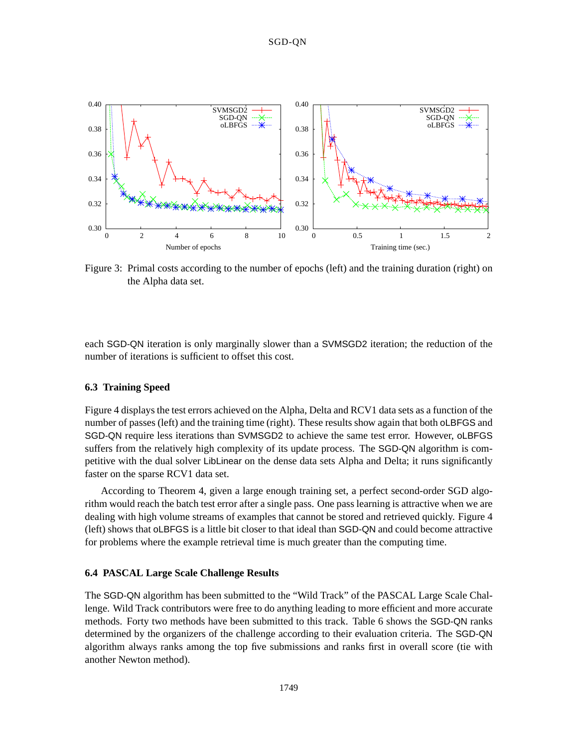Figure 3: Primal costs according to the number of epochs (left) and the training duration (right) on the Alpha data set.

each SGD-QN iteration is only marginally slower than a SVMSGD2 iteration; the reduction of the number of iterations is sufficient to offset this cost.

### 6.3 Training Speed

Figure 4 displays the test errors achieved on the Alpha, Delta and RCV1 data sets as a function of the number of passes (left) and the training time (right). These results show again that both oLBFGS and SGD-QN require less iterations than SVMSGD2 to achieve the same test error. However, oLBFGS suffers from the relatively high complexity of its update process. The SGD-QN algorithm is competitive with the dual solver LibLinear on the dense data sets Alpha and Delta; it runs significantly faster on the sparse RCV1 data set.

According to Theorem 4, given a large enough training set, a perfect second-order SGD algorithm would reach the batch test error after a single pass. One pass learning is attractive when we are dealing with high volume streams of examples that cannot be stored and retrieved quickly. Figure 4 (left) shows that oLBFGS is a little bit closer to that ideal than SGD-QN and could become attractive for problems where the example retrieval time is much greater than the computing time.

### 6.4 PASCAL Large Scale Challenge Results

The SGD-QN algorithm has been submitted to the "Wild Track" of the PASCAL Large Scale Challenge. Wild Track contributors were free to do anything leading to more efficient and more accurate methods. Forty two methods have been submitted to this track. Table 6 shows the SGD-QN ranks determined by the organizers of the challenge according to their evaluation criteria. The SGD-QN algorithm always ranks among the top five submissions and ranks first in overall score (tie with another Newton method).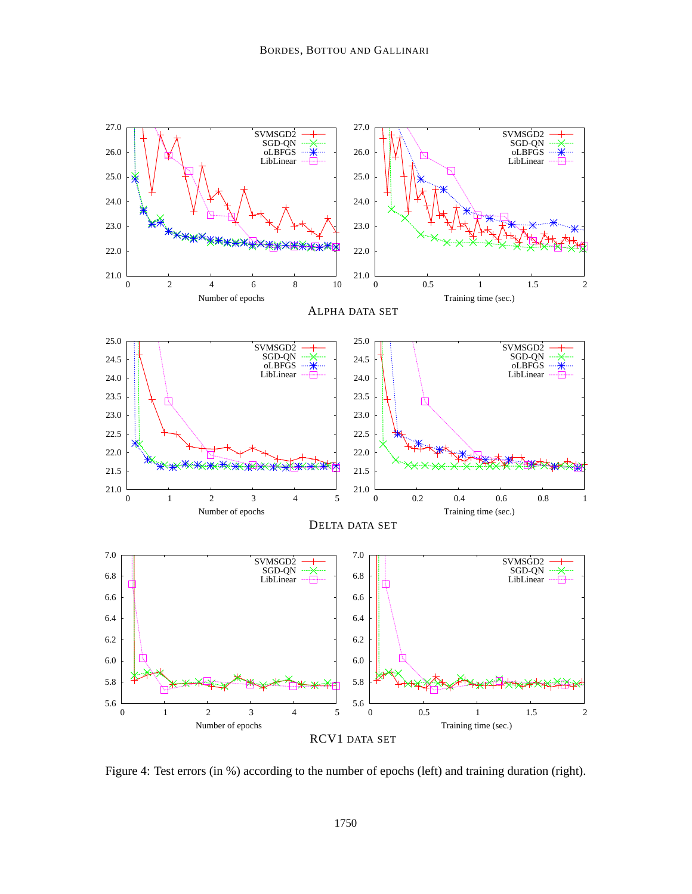ALPHA DATA SET

DELTA DATA SET

RCV1 DATA SET

Figure 4: Test errors (in %) according to the number of epochs (left) and training duration (right).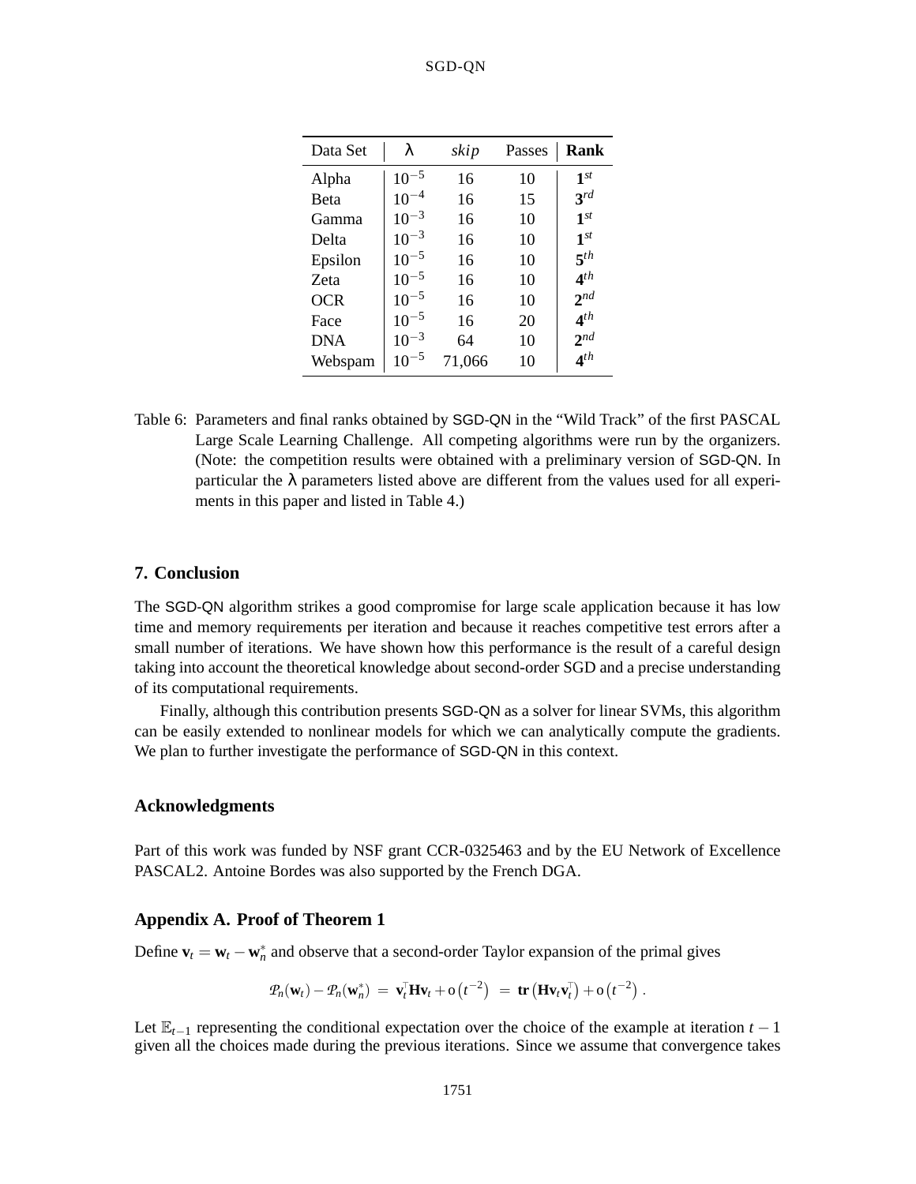| Data Set | $\lambda$ | *skip* | Passes | **Rank** |
|---|---|---|---|---|
| Alpha | $10^{-5}$ | 16 | 10 | **1**$^{st}$ |
| Beta | $10^{-4}$ | 16 | 15 | **3**$^{rd}$ |
| Gamma | $10^{-3}$ | 16 | 10 | **1**$^{st}$ |
| Delta | $10^{-3}$ | 16 | 10 | **1**$^{st}$ |
| Epsilon | $10^{-5}$ | 16 | 10 | **5**$^{th}$ |
| Zeta | $10^{-5}$ | 16 | 10 | **4**$^{th}$ |
| OCR | $10^{-5}$ | 16 | 10 | **2**$^{nd}$ |
| Face | $10^{-5}$ | 16 | 20 | **4**$^{th}$ |
| DNA | $10^{-3}$ | 64 | 10 | **2**$^{nd}$ |
| Webspam | $10^{-5}$ | 71,066 | 10 | **4**$^{th}$ |

Table 6: Parameters and final ranks obtained by SGD-QN in the "Wild Track" of the first PASCAL Large Scale Learning Challenge. All competing algorithms were run by the organizers. (Note: the competition results were obtained with a preliminary version of SGD-QN. In particular the $\lambda$ parameters listed above are different from the values used for all experiments in this paper and listed in Table 4.)

## 7. Conclusion

The SGD-QN algorithm strikes a good compromise for large scale application because it has low time and memory requirements per iteration and because it reaches competitive test errors after a small number of iterations. We have shown how this performance is the result of a careful design taking into account the theoretical knowledge about second-order SGD and a precise understanding of its computational requirements.

Finally, although this contribution presents SGD-QN as a solver for linear SVMs, this algorithm can be easily extended to nonlinear models for which we can analytically compute the gradients. We plan to further investigate the performance of SGD-QN in this context.

## Acknowledgments

Part of this work was funded by NSF grant CCR-0325463 and by the EU Network of Excellence PASCAL2. Antoine Bordes was also supported by the French DGA.

## Appendix A. Proof of Theorem 1

Define $\mathbf{v}_t = \mathbf{w}_t - \mathbf{w}_n^*$ and observe that a second-order Taylor expansion of the primal gives

$$\mathcal{P}_n(\mathbf{w}_t) - \mathcal{P}_n(\mathbf{w}_n^*) \;=\; \mathbf{v}_t^\top \mathbf{H} \mathbf{v}_t + \mathrm{o}\left(t^{-2}\right) \;=\; \mathbf{tr}\left(\mathbf{H}\mathbf{v}_t\mathbf{v}_t^\top\right) + \mathrm{o}\left(t^{-2}\right).$$

Let $\mathbb{E}_{t-1}$ representing the conditional expectation over the choice of the example at iteration $t-1$ given all the choices made during the previous iterations. Since we assume that convergence takes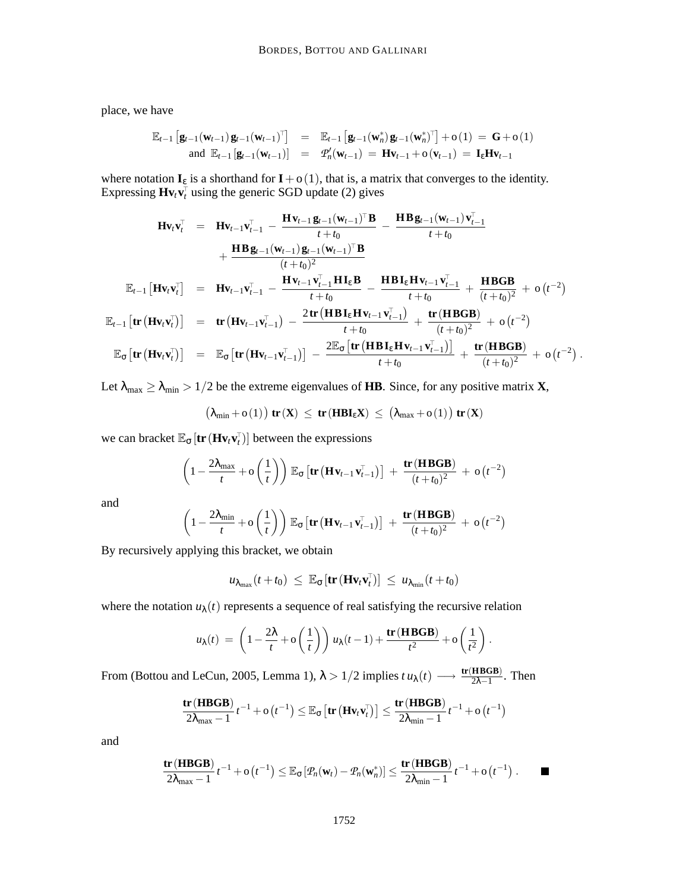place, we have

$$
\begin{aligned}
\mathbb{E}_{t-1}\left[\mathbf{g}_{t-1}(\mathbf{w}_{t-1})\,\mathbf{g}_{t-1}(\mathbf{w}_{t-1})^\top\right] &= \mathbb{E}_{t-1}\left[\mathbf{g}_{t-1}(\mathbf{w}_n^*)\,\mathbf{g}_{t-1}(\mathbf{w}_n^*)^\top\right] + \mathrm{o}(1) \;=\; \mathbf{G} + \mathrm{o}(1) \\
\text{and } \;\mathbb{E}_{t-1}\left[\mathbf{g}_{t-1}(\mathbf{w}_{t-1})\right] &= \mathcal{P}_n'(\mathbf{w}_{t-1}) \;=\; \mathbf{H}\mathbf{v}_{t-1} + \mathrm{o}(\mathbf{v}_{t-1}) \;=\; \mathbf{I}_\varepsilon \mathbf{H}\mathbf{v}_{t-1}
\end{aligned}
$$

where notation $\mathbf{I}_\varepsilon$ is a shorthand for $\mathbf{I} + \mathrm{o}(1)$, that is, a matrix that converges to the identity. Expressing $\mathbf{H}\mathbf{v}_t\mathbf{v}_t^\top$ using the generic SGD update (2) gives

$$
\begin{aligned}
\mathbf{H}\mathbf{v}_t\mathbf{v}_t^\top &= \mathbf{H}\mathbf{v}_{t-1}\mathbf{v}_{t-1}^\top - \frac{\mathbf{H}\mathbf{v}_{t-1}\,\mathbf{g}_{t-1}(\mathbf{w}_{t-1})^\top\mathbf{B}}{t+t_0} - \frac{\mathbf{H}\mathbf{B}\,\mathbf{g}_{t-1}(\mathbf{w}_{t-1})\,\mathbf{v}_{t-1}^\top}{t+t_0} \\
&\quad + \frac{\mathbf{H}\mathbf{B}\,\mathbf{g}_{t-1}(\mathbf{w}_{t-1})\,\mathbf{g}_{t-1}(\mathbf{w}_{t-1})^\top\mathbf{B}}{(t+t_0)^2} \\
\mathbb{E}_{t-1}\left[\mathbf{H}\mathbf{v}_t\mathbf{v}_t^\top\right] &= \mathbf{H}\mathbf{v}_{t-1}\mathbf{v}_{t-1}^\top - \frac{\mathbf{H}\mathbf{v}_{t-1}\mathbf{v}_{t-1}^\top\mathbf{H}\mathbf{I}_\varepsilon\mathbf{B}}{t+t_0} - \frac{\mathbf{H}\mathbf{B}\mathbf{I}_\varepsilon\mathbf{H}\mathbf{v}_{t-1}\mathbf{v}_{t-1}^\top}{t+t_0} + \frac{\mathbf{H}\mathbf{B}\mathbf{G}\mathbf{B}}{(t+t_0)^2} + \mathrm{o}\left(t^{-2}\right) \\
\mathbb{E}_{t-1}\left[\mathbf{tr}\left(\mathbf{H}\mathbf{v}_t\mathbf{v}_t^\top\right)\right] &= \mathbf{tr}\left(\mathbf{H}\mathbf{v}_{t-1}\mathbf{v}_{t-1}^\top\right) - \frac{2\,\mathbf{tr}\left(\mathbf{H}\mathbf{B}\mathbf{I}_\varepsilon\mathbf{H}\mathbf{v}_{t-1}\mathbf{v}_{t-1}^\top\right)}{t+t_0} + \frac{\mathbf{tr}\left(\mathbf{H}\mathbf{B}\mathbf{G}\mathbf{B}\right)}{(t+t_0)^2} + \mathrm{o}\left(t^{-2}\right) \\
\mathbb{E}_\sigma\left[\mathbf{tr}\left(\mathbf{H}\mathbf{v}_t\mathbf{v}_t^\top\right)\right] &= \mathbb{E}_\sigma\left[\mathbf{tr}\left(\mathbf{H}\mathbf{v}_{t-1}\mathbf{v}_{t-1}^\top\right)\right] - \frac{2\mathbb{E}_\sigma\left[\mathbf{tr}\left(\mathbf{H}\mathbf{B}\mathbf{I}_\varepsilon\mathbf{H}\mathbf{v}_{t-1}\mathbf{v}_{t-1}^\top\right)\right]}{t+t_0} + \frac{\mathbf{tr}\left(\mathbf{H}\mathbf{B}\mathbf{G}\mathbf{B}\right)}{(t+t_0)^2} + \mathrm{o}\left(t^{-2}\right).
\end{aligned}
$$

Let $\lambda_{\max} \geq \lambda_{\min} > 1/2$ be the extreme eigenvalues of $\mathbf{HB}$. Since, for any positive matrix $\mathbf{X}$,

$$
\left(\lambda_{\min} + \mathrm{o}(1)\right)\,\mathbf{tr}(\mathbf{X}) \;\leq\; \mathbf{tr}\left(\mathbf{H}\mathbf{B}\mathbf{I}_\varepsilon\mathbf{X}\right) \;\leq\; \left(\lambda_{\max} + \mathrm{o}(1)\right)\,\mathbf{tr}(\mathbf{X})
$$

we can bracket $\mathbb{E}_\sigma\left[\mathbf{tr}\left(\mathbf{H}\mathbf{v}_t\mathbf{v}_t^\top\right)\right]$ between the expressions

$$
\left(1 - \frac{2\lambda_{\max}}{t} + \mathrm{o}\left(\frac{1}{t}\right)\right)\mathbb{E}_\sigma\left[\mathbf{tr}\left(\mathbf{H}\mathbf{v}_{t-1}\mathbf{v}_{t-1}^\top\right)\right] + \frac{\mathbf{tr}\left(\mathbf{H}\mathbf{B}\mathbf{G}\mathbf{B}\right)}{(t+t_0)^2} + \mathrm{o}\left(t^{-2}\right)
$$

and

$$
\left(1 - \frac{2\lambda_{\min}}{t} + \mathrm{o}\left(\frac{1}{t}\right)\right)\mathbb{E}_\sigma\left[\mathbf{tr}\left(\mathbf{H}\mathbf{v}_{t-1}\mathbf{v}_{t-1}^\top\right)\right] + \frac{\mathbf{tr}\left(\mathbf{H}\mathbf{B}\mathbf{G}\mathbf{B}\right)}{(t+t_0)^2} + \mathrm{o}\left(t^{-2}\right)
$$

By recursively applying this bracket, we obtain

$$
u_{\lambda_{\max}}(t+t_0) \;\leq\; \mathbb{E}_\sigma\left[\mathbf{tr}\left(\mathbf{H}\mathbf{v}_t\mathbf{v}_t^\top\right)\right] \;\leq\; u_{\lambda_{\min}}(t+t_0)
$$

where the notation $u_\lambda(t)$ represents a sequence of real satisfying the recursive relation

$$
u_\lambda(t) \;=\; \left(1 - \frac{2\lambda}{t} + \mathrm{o}\left(\frac{1}{t}\right)\right)u_\lambda(t-1) + \frac{\mathbf{tr}\left(\mathbf{H}\mathbf{B}\mathbf{G}\mathbf{B}\right)}{t^2} + \mathrm{o}\left(\frac{1}{t^2}\right).
$$

From (Bottou and LeCun, 2005, Lemma 1), $\lambda > 1/2$ implies $t\,u_\lambda(t) \longrightarrow \frac{\mathbf{tr}(\mathbf{HBGB})}{2\lambda - 1}$. Then

$$
\frac{\mathbf{tr}\left(\mathbf{HBGB}\right)}{2\lambda_{\max} - 1}\,t^{-1} + \mathrm{o}\left(t^{-1}\right) \leq \mathbb{E}_\sigma\left[\mathbf{tr}\left(\mathbf{H}\mathbf{v}_t\mathbf{v}_t^\top\right)\right] \leq \frac{\mathbf{tr}\left(\mathbf{HBGB}\right)}{2\lambda_{\min} - 1}\,t^{-1} + \mathrm{o}\left(t^{-1}\right)
$$

and

$$
\frac{\mathbf{tr}\left(\mathbf{HBGB}\right)}{2\lambda_{\max} - 1}\,t^{-1} + \mathrm{o}\left(t^{-1}\right) \leq \mathbb{E}_\sigma\left[\mathcal{P}_n(\mathbf{w}_t) - \mathcal{P}_n(\mathbf{w}_n^*)\right] \leq \frac{\mathbf{tr}\left(\mathbf{HBGB}\right)}{2\lambda_{\min} - 1}\,t^{-1} + \mathrm{o}\left(t^{-1}\right). \qquad \blacksquare
$$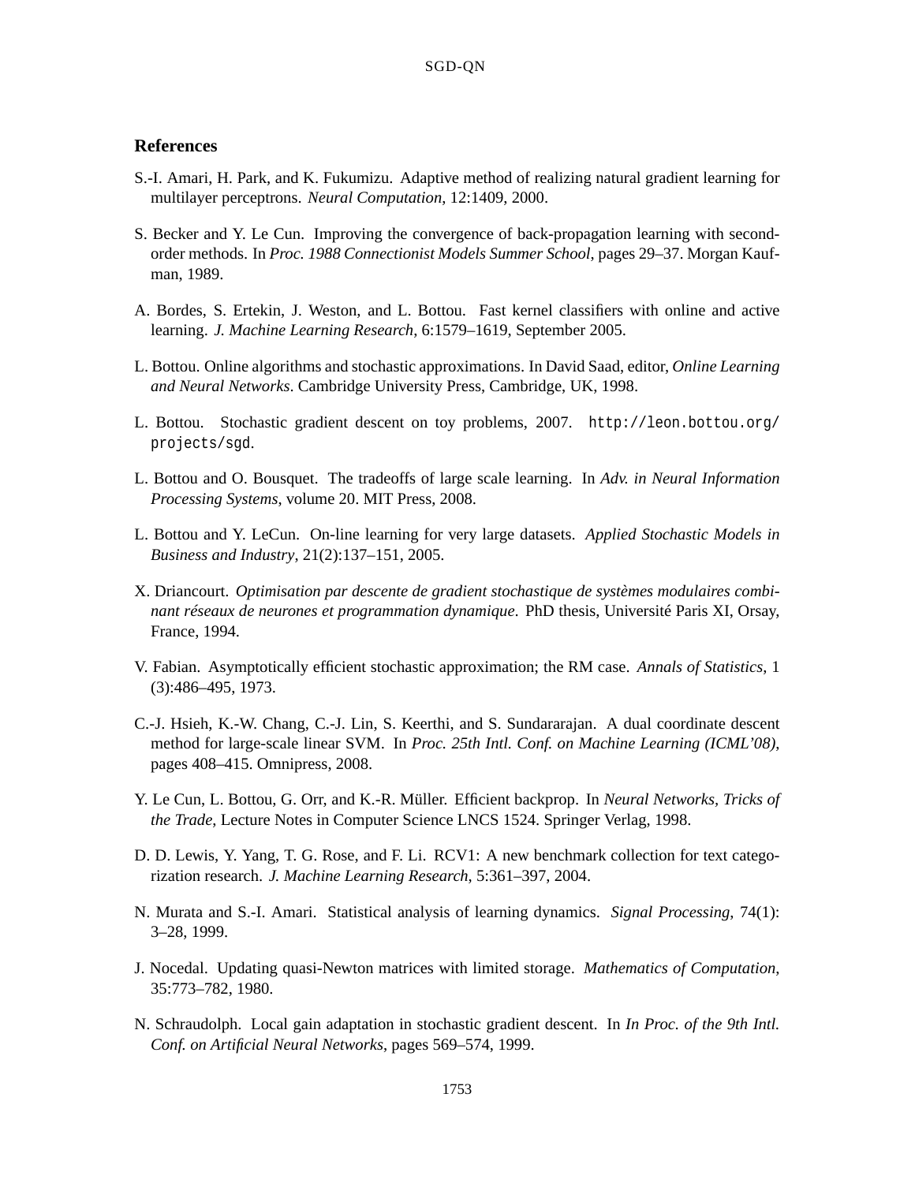## References

S.-I. Amari, H. Park, and K. Fukumizu. Adaptive method of realizing natural gradient learning for multilayer perceptrons. *Neural Computation*, 12:1409, 2000.

S. Becker and Y. Le Cun. Improving the convergence of back-propagation learning with second-order methods. In *Proc. 1988 Connectionist Models Summer School*, pages 29–37. Morgan Kaufman, 1989.

A. Bordes, S. Ertekin, J. Weston, and L. Bottou. Fast kernel classifiers with online and active learning. *J. Machine Learning Research*, 6:1579–1619, September 2005.

L. Bottou. Online algorithms and stochastic approximations. In David Saad, editor, *Online Learning and Neural Networks*. Cambridge University Press, Cambridge, UK, 1998.

L. Bottou. Stochastic gradient descent on toy problems, 2007. `http://leon.bottou.org/projects/sgd`.

L. Bottou and O. Bousquet. The tradeoffs of large scale learning. In *Adv. in Neural Information Processing Systems*, volume 20. MIT Press, 2008.

L. Bottou and Y. LeCun. On-line learning for very large datasets. *Applied Stochastic Models in Business and Industry*, 21(2):137–151, 2005.

X. Driancourt. *Optimisation par descente de gradient stochastique de systèmes modulaires combinant réseaux de neurones et programmation dynamique*. PhD thesis, Université Paris XI, Orsay, France, 1994.

V. Fabian. Asymptotically efficient stochastic approximation; the RM case. *Annals of Statistics*, 1 (3):486–495, 1973.

C.-J. Hsieh, K.-W. Chang, C.-J. Lin, S. Keerthi, and S. Sundararajan. A dual coordinate descent method for large-scale linear SVM. In *Proc. 25th Intl. Conf. on Machine Learning (ICML'08)*, pages 408–415. Omnipress, 2008.

Y. Le Cun, L. Bottou, G. Orr, and K.-R. Müller. Efficient backprop. In *Neural Networks, Tricks of the Trade*, Lecture Notes in Computer Science LNCS 1524. Springer Verlag, 1998.

D. D. Lewis, Y. Yang, T. G. Rose, and F. Li. RCV1: A new benchmark collection for text categorization research. *J. Machine Learning Research*, 5:361–397, 2004.

N. Murata and S.-I. Amari. Statistical analysis of learning dynamics. *Signal Processing*, 74(1): 3–28, 1999.

J. Nocedal. Updating quasi-Newton matrices with limited storage. *Mathematics of Computation*, 35:773–782, 1980.

N. Schraudolph. Local gain adaptation in stochastic gradient descent. In *In Proc. of the 9th Intl. Conf. on Artificial Neural Networks*, pages 569–574, 1999.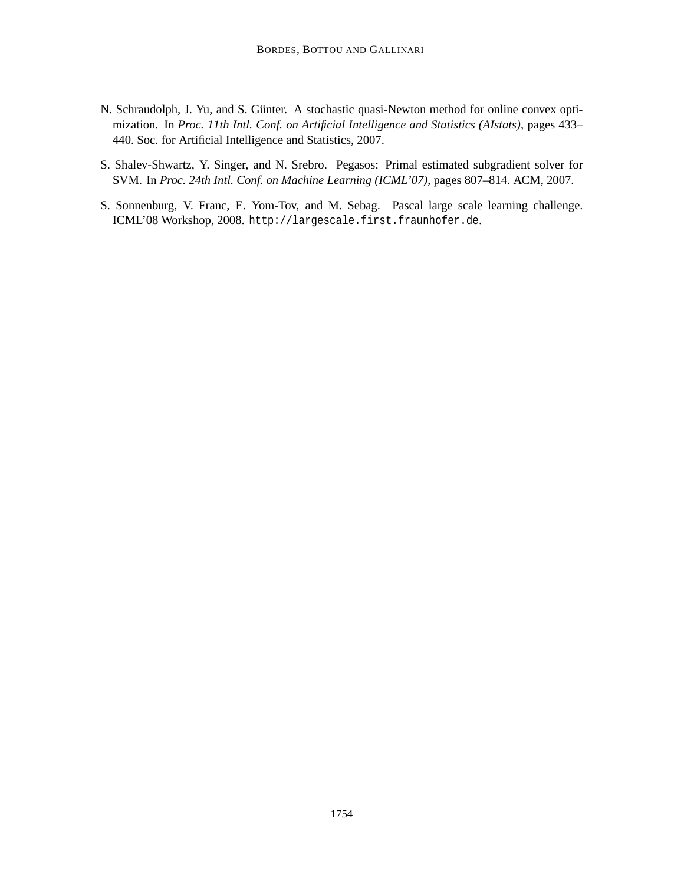N. Schraudolph, J. Yu, and S. Günter. A stochastic quasi-Newton method for online convex optimization. In *Proc. 11th Intl. Conf. on Artificial Intelligence and Statistics (AIstats)*, pages 433–440. Soc. for Artificial Intelligence and Statistics, 2007.

S. Shalev-Shwartz, Y. Singer, and N. Srebro. Pegasos: Primal estimated subgradient solver for SVM. In *Proc. 24th Intl. Conf. on Machine Learning (ICML'07)*, pages 807–814. ACM, 2007.

S. Sonnenburg, V. Franc, E. Yom-Tov, and M. Sebag. Pascal large scale learning challenge. ICML'08 Workshop, 2008. `http://largescale.first.fraunhofer.de`.